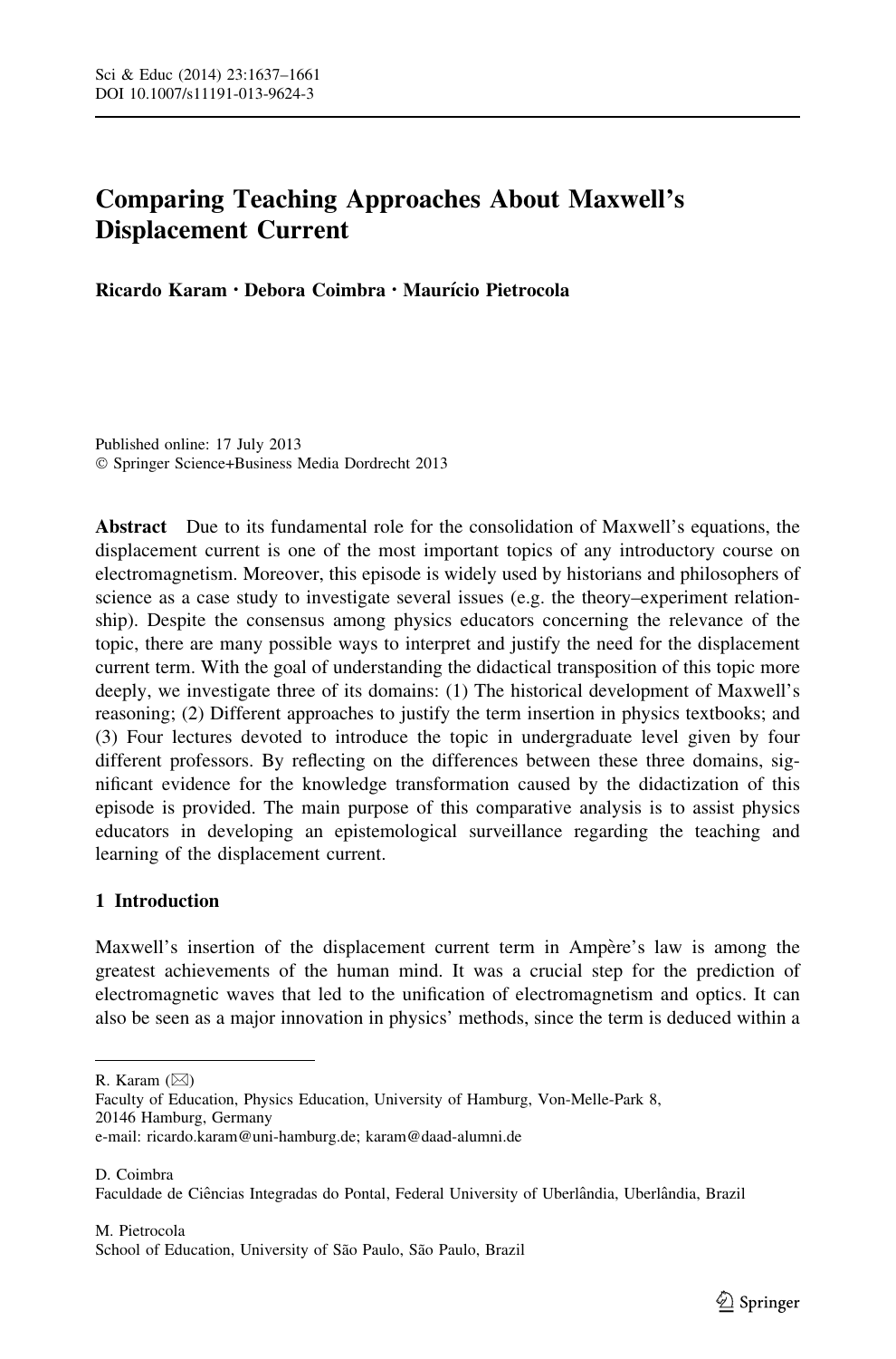# Comparing Teaching Approaches About Maxwell's Displacement Current

**Ricardo Karam · Debora Coimbra · Maurício Pietrocola**

Published online: 17 July 2013
© Springer Science+Business Media Dordrecht 2013

**Abstract** Due to its fundamental role for the consolidation of Maxwell's equations, the displacement current is one of the most important topics of any introductory course on electromagnetism. Moreover, this episode is widely used by historians and philosophers of science as a case study to investigate several issues (e.g. the theory–experiment relationship). Despite the consensus among physics educators concerning the relevance of the topic, there are many possible ways to interpret and justify the need for the displacement current term. With the goal of understanding the didactical transposition of this topic more deeply, we investigate three of its domains: (1) The historical development of Maxwell's reasoning; (2) Different approaches to justify the term insertion in physics textbooks; and (3) Four lectures devoted to introduce the topic in undergraduate level given by four different professors. By reflecting on the differences between these three domains, significant evidence for the knowledge transformation caused by the didactization of this episode is provided. The main purpose of this comparative analysis is to assist physics educators in developing an epistemological surveillance regarding the teaching and learning of the displacement current.

## 1 Introduction

Maxwell's insertion of the displacement current term in Ampère's law is among the greatest achievements of the human mind. It was a crucial step for the prediction of electromagnetic waves that led to the unification of electromagnetism and optics. It can also be seen as a major innovation in physics' methods, since the term is deduced within a

---

R. Karam (✉)
Faculty of Education, Physics Education, University of Hamburg, Von-Melle-Park 8, 20146 Hamburg, Germany
e-mail: ricardo.karam@uni-hamburg.de; karam@daad-alumni.de

D. Coimbra
Faculdade de Ciências Integradas do Pontal, Federal University of Uberlândia, Uberlândia, Brazil

M. Pietrocola
School of Education, University of São Paulo, São Paulo, Brazil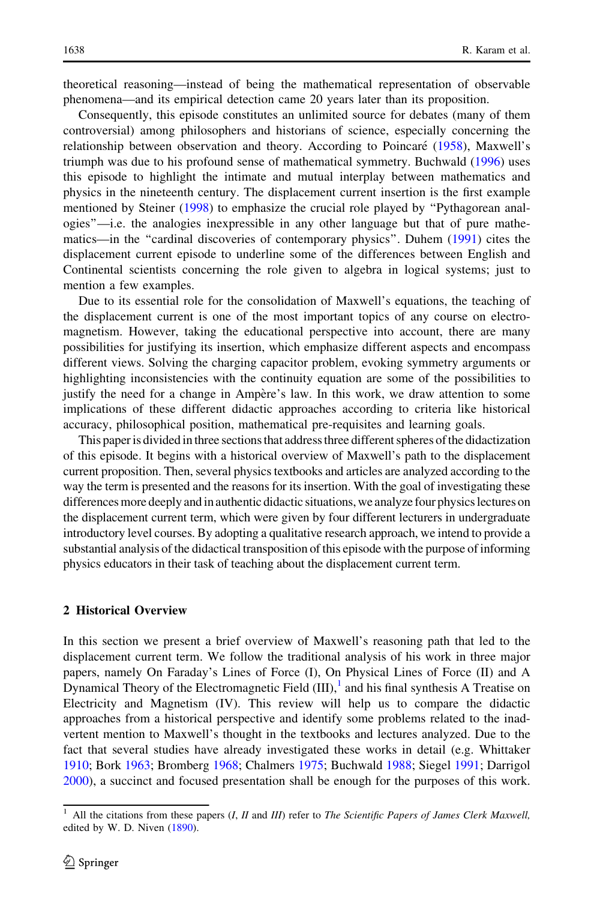theoretical reasoning—instead of being the mathematical representation of observable phenomena—and its empirical detection came 20 years later than its proposition.

Consequently, this episode constitutes an unlimited source for debates (many of them controversial) among philosophers and historians of science, especially concerning the relationship between observation and theory. According to Poincaré (1958), Maxwell's triumph was due to his profound sense of mathematical symmetry. Buchwald (1996) uses this episode to highlight the intimate and mutual interplay between mathematics and physics in the nineteenth century. The displacement current insertion is the first example mentioned by Steiner (1998) to emphasize the crucial role played by "Pythagorean analogies"—i.e. the analogies inexpressible in any other language but that of pure mathematics—in the "cardinal discoveries of contemporary physics". Duhem (1991) cites the displacement current episode to underline some of the differences between English and Continental scientists concerning the role given to algebra in logical systems; just to mention a few examples.

Due to its essential role for the consolidation of Maxwell's equations, the teaching of the displacement current is one of the most important topics of any course on electromagnetism. However, taking the educational perspective into account, there are many possibilities for justifying its insertion, which emphasize different aspects and encompass different views. Solving the charging capacitor problem, evoking symmetry arguments or highlighting inconsistencies with the continuity equation are some of the possibilities to justify the need for a change in Ampère's law. In this work, we draw attention to some implications of these different didactic approaches according to criteria like historical accuracy, philosophical position, mathematical pre-requisites and learning goals.

This paper is divided in three sections that address three different spheres of the didactization of this episode. It begins with a historical overview of Maxwell's path to the displacement current proposition. Then, several physics textbooks and articles are analyzed according to the way the term is presented and the reasons for its insertion. With the goal of investigating these differences more deeply and in authentic didactic situations, we analyze four physics lectures on the displacement current term, which were given by four different lecturers in undergraduate introductory level courses. By adopting a qualitative research approach, we intend to provide a substantial analysis of the didactical transposition of this episode with the purpose of informing physics educators in their task of teaching about the displacement current term.

## 2 Historical Overview

In this section we present a brief overview of Maxwell's reasoning path that led to the displacement current term. We follow the traditional analysis of his work in three major papers, namely On Faraday's Lines of Force (I), On Physical Lines of Force (II) and A Dynamical Theory of the Electromagnetic Field (III),[1] and his final synthesis A Treatise on Electricity and Magnetism (IV). This review will help us to compare the didactic approaches from a historical perspective and identify some problems related to the inadvertent mention to Maxwell's thought in the textbooks and lectures analyzed. Due to the fact that several studies have already investigated these works in detail (e.g. Whittaker 1910; Bork 1963; Bromberg 1968; Chalmers 1975; Buchwald 1988; Siegel 1991; Darrigol 2000), a succinct and focused presentation shall be enough for the purposes of this work.

---

[1] All the citations from these papers (*I*, *II* and *III*) refer to *The Scientific Papers of James Clerk Maxwell*, edited by W. D. Niven (1890).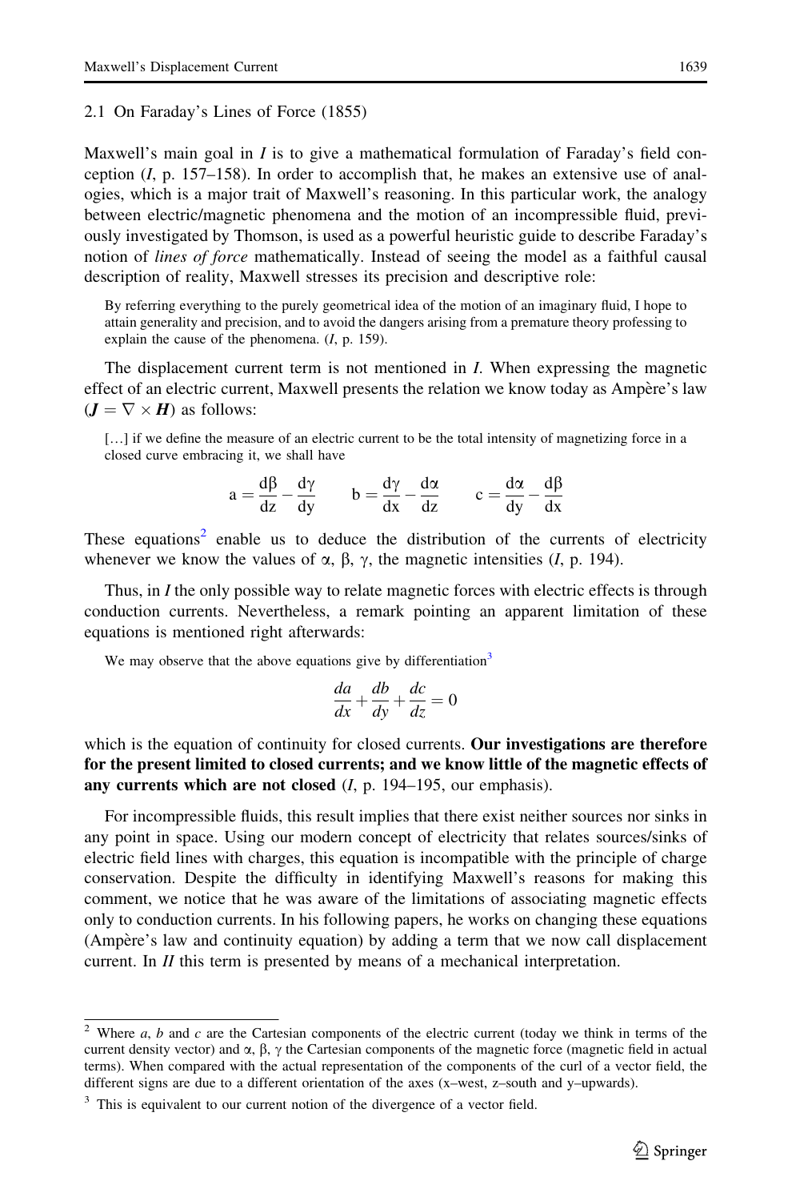## 2.1 On Faraday's Lines of Force (1855)

Maxwell's main goal in *I* is to give a mathematical formulation of Faraday's field conception (*I*, p. 157–158). In order to accomplish that, he makes an extensive use of analogies, which is a major trait of Maxwell's reasoning. In this particular work, the analogy between electric/magnetic phenomena and the motion of an incompressible fluid, previously investigated by Thomson, is used as a powerful heuristic guide to describe Faraday's notion of *lines of force* mathematically. Instead of seeing the model as a faithful causal description of reality, Maxwell stresses its precision and descriptive role:

> By referring everything to the purely geometrical idea of the motion of an imaginary fluid, I hope to attain generality and precision, and to avoid the dangers arising from a premature theory professing to explain the cause of the phenomena. (*I*, p. 159).

The displacement current term is not mentioned in *I*. When expressing the magnetic effect of an electric current, Maxwell presents the relation we know today as Ampère's law ($\boldsymbol{J} = \nabla \times \boldsymbol{H}$) as follows:

> […] if we define the measure of an electric current to be the total intensity of magnetizing force in a closed curve embracing it, we shall have
>
> $$\mathrm{a} = \frac{\mathrm{d}\beta}{\mathrm{dz}} - \frac{\mathrm{d}\gamma}{\mathrm{dy}} \qquad \mathrm{b} = \frac{\mathrm{d}\gamma}{\mathrm{dx}} - \frac{\mathrm{d}\alpha}{\mathrm{dz}} \qquad \mathrm{c} = \frac{\mathrm{d}\alpha}{\mathrm{dy}} - \frac{\mathrm{d}\beta}{\mathrm{dx}}$$

These equations[2] enable us to deduce the distribution of the currents of electricity whenever we know the values of α, β, γ, the magnetic intensities (*I*, p. 194).

Thus, in *I* the only possible way to relate magnetic forces with electric effects is through conduction currents. Nevertheless, a remark pointing an apparent limitation of these equations is mentioned right afterwards:

> We may observe that the above equations give by differentiation[3]
>
> $$\frac{da}{dx} + \frac{db}{dy} + \frac{dc}{dz} = 0$$

which is the equation of continuity for closed currents. **Our investigations are therefore for the present limited to closed currents; and we know little of the magnetic effects of any currents which are not closed** (*I*, p. 194–195, our emphasis).

For incompressible fluids, this result implies that there exist neither sources nor sinks in any point in space. Using our modern concept of electricity that relates sources/sinks of electric field lines with charges, this equation is incompatible with the principle of charge conservation. Despite the difficulty in identifying Maxwell's reasons for making this comment, we notice that he was aware of the limitations of associating magnetic effects only to conduction currents. In his following papers, he works on changing these equations (Ampère's law and continuity equation) by adding a term that we now call displacement current. In *II* this term is presented by means of a mechanical interpretation.

---

[2] Where *a*, *b* and *c* are the Cartesian components of the electric current (today we think in terms of the current density vector) and α, β, γ the Cartesian components of the magnetic force (magnetic field in actual terms). When compared with the actual representation of the components of the curl of a vector field, the different signs are due to a different orientation of the axes (x–west, z–south and y–upwards).

[3] This is equivalent to our current notion of the divergence of a vector field.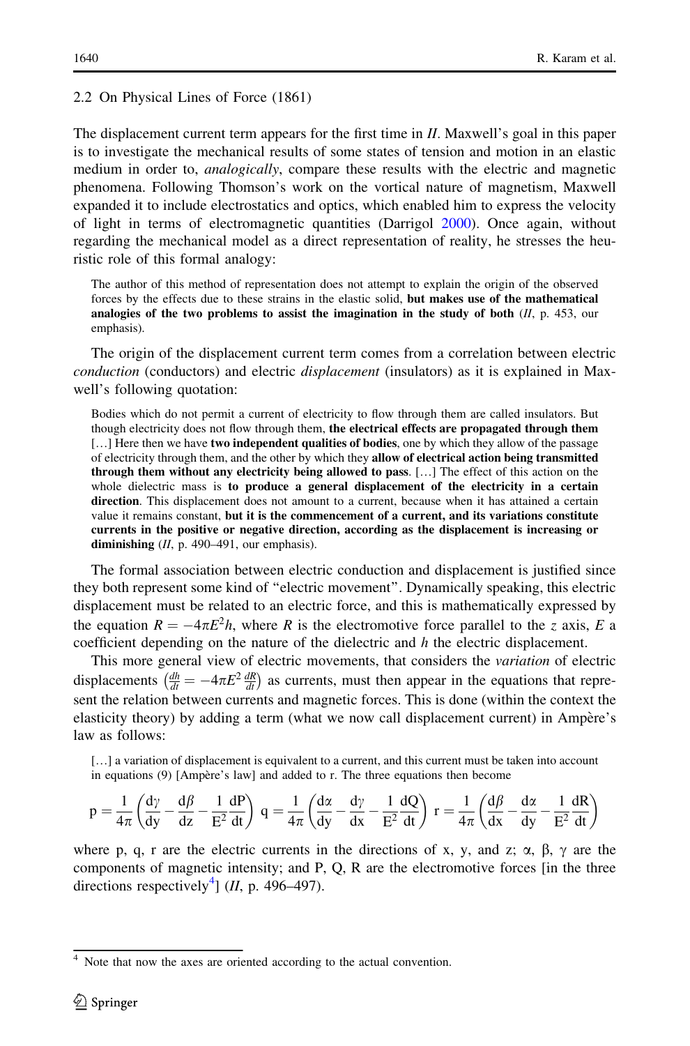### 2.2 On Physical Lines of Force (1861)

The displacement current term appears for the first time in *II*. Maxwell's goal in this paper is to investigate the mechanical results of some states of tension and motion in an elastic medium in order to, *analogically*, compare these results with the electric and magnetic phenomena. Following Thomson's work on the vortical nature of magnetism, Maxwell expanded it to include electrostatics and optics, which enabled him to express the velocity of light in terms of electromagnetic quantities (Darrigol 2000). Once again, without regarding the mechanical model as a direct representation of reality, he stresses the heuristic role of this formal analogy:

> The author of this method of representation does not attempt to explain the origin of the observed forces by the effects due to these strains in the elastic solid, **but makes use of the mathematical analogies of the two problems to assist the imagination in the study of both** (*II*, p. 453, our emphasis).

The origin of the displacement current term comes from a correlation between electric *conduction* (conductors) and electric *displacement* (insulators) as it is explained in Maxwell's following quotation:

> Bodies which do not permit a current of electricity to flow through them are called insulators. But though electricity does not flow through them, **the electrical effects are propagated through them** […] Here then we have **two independent qualities of bodies**, one by which they allow of the passage of electricity through them, and the other by which they **allow of electrical action being transmitted through them without any electricity being allowed to pass**. […] The effect of this action on the whole dielectric mass is **to produce a general displacement of the electricity in a certain direction**. This displacement does not amount to a current, because when it has attained a certain value it remains constant, **but it is the commencement of a current, and its variations constitute currents in the positive or negative direction, according as the displacement is increasing or diminishing** (*II*, p. 490–491, our emphasis).

The formal association between electric conduction and displacement is justified since they both represent some kind of "electric movement". Dynamically speaking, this electric displacement must be related to an electric force, and this is mathematically expressed by the equation $R = -4\pi E^2 h$, where $R$ is the electromotive force parallel to the $z$ axis, $E$ a coefficient depending on the nature of the dielectric and $h$ the electric displacement.

This more general view of electric movements, that considers the *variation* of electric displacements $\left(\frac{dh}{dt} = -4\pi E^2 \frac{dR}{dt}\right)$ as currents, must then appear in the equations that represent the relation between currents and magnetic forces. This is done (within the context the elasticity theory) by adding a term (what we now call displacement current) in Ampère's law as follows:

> […] a variation of displacement is equivalent to a current, and this current must be taken into account in equations (9) [Ampère's law] and added to r. The three equations then become
>
> $$\mathrm{p} = \frac{1}{4\pi}\left(\frac{\mathrm{d}\gamma}{\mathrm{dy}} - \frac{\mathrm{d}\beta}{\mathrm{dz}} - \frac{1}{\mathrm{E}^2}\frac{\mathrm{dP}}{\mathrm{dt}}\right)\ \mathrm{q} = \frac{1}{4\pi}\left(\frac{\mathrm{d}\alpha}{\mathrm{dy}} - \frac{\mathrm{d}\gamma}{\mathrm{dx}} - \frac{1}{\mathrm{E}^2}\frac{\mathrm{dQ}}{\mathrm{dt}}\right)\ \mathrm{r} = \frac{1}{4\pi}\left(\frac{\mathrm{d}\beta}{\mathrm{dx}} - \frac{\mathrm{d}\alpha}{\mathrm{dy}} - \frac{1}{\mathrm{E}^2}\frac{\mathrm{dR}}{\mathrm{dt}}\right)$$
>
> where p, q, r are the electric currents in the directions of x, y, and z; α, β, γ are the components of magnetic intensity; and P, Q, R are the electromotive forces [in the three directions respectively[4]] (*II*, p. 496–497).

[4] Note that now the axes are oriented according to the actual convention.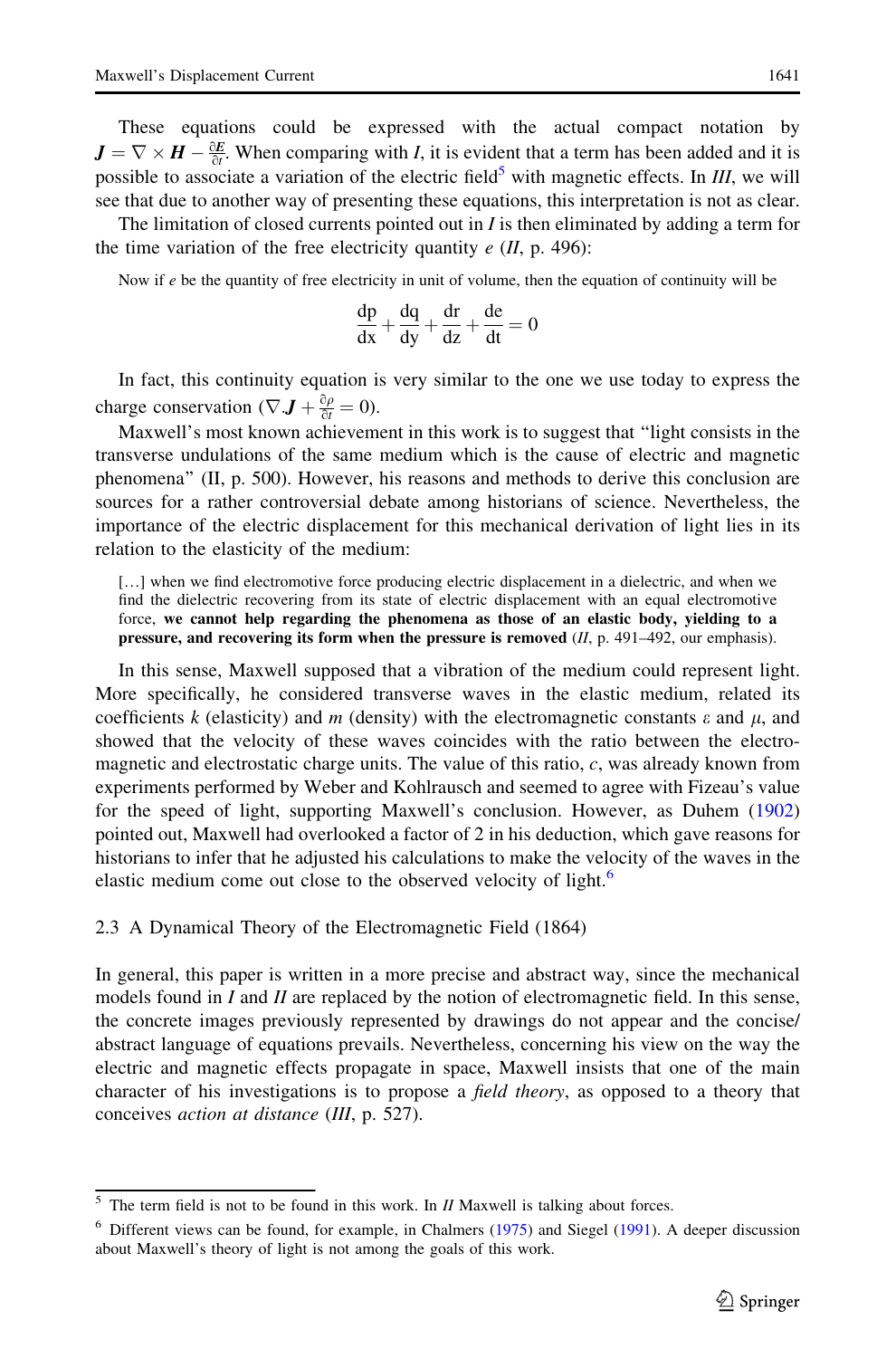These equations could be expressed with the actual compact notation by $\boldsymbol{J} = \nabla \times \boldsymbol{H} - \frac{\partial \boldsymbol{E}}{\partial t}$. When comparing with *I*, it is evident that a term has been added and it is possible to associate a variation of the electric field[5] with magnetic effects. In *III*, we will see that due to another way of presenting these equations, this interpretation is not as clear.

The limitation of closed currents pointed out in *I* is then eliminated by adding a term for the time variation of the free electricity quantity *e* (*II*, p. 496):

> Now if *e* be the quantity of free electricity in unit of volume, then the equation of continuity will be
>
> $$\frac{\mathrm{dp}}{\mathrm{dx}} + \frac{\mathrm{dq}}{\mathrm{dy}} + \frac{\mathrm{dr}}{\mathrm{dz}} + \frac{\mathrm{de}}{\mathrm{dt}} = 0$$

In fact, this continuity equation is very similar to the one we use today to express the charge conservation ($\nabla.\boldsymbol{J} + \frac{\partial \rho}{\partial t} = 0$).

Maxwell's most known achievement in this work is to suggest that "light consists in the transverse undulations of the same medium which is the cause of electric and magnetic phenomena" (II, p. 500). However, his reasons and methods to derive this conclusion are sources for a rather controversial debate among historians of science. Nevertheless, the importance of the electric displacement for this mechanical derivation of light lies in its relation to the elasticity of the medium:

> […] when we find electromotive force producing electric displacement in a dielectric, and when we find the dielectric recovering from its state of electric displacement with an equal electromotive force, **we cannot help regarding the phenomena as those of an elastic body, yielding to a pressure, and recovering its form when the pressure is removed** (*II*, p. 491–492, our emphasis).

In this sense, Maxwell supposed that a vibration of the medium could represent light. More specifically, he considered transverse waves in the elastic medium, related its coefficients *k* (elasticity) and *m* (density) with the electromagnetic constants $\varepsilon$ and $\mu$, and showed that the velocity of these waves coincides with the ratio between the electromagnetic and electrostatic charge units. The value of this ratio, *c*, was already known from experiments performed by Weber and Kohlrausch and seemed to agree with Fizeau's value for the speed of light, supporting Maxwell's conclusion. However, as Duhem (1902) pointed out, Maxwell had overlooked a factor of 2 in his deduction, which gave reasons for historians to infer that he adjusted his calculations to make the velocity of the waves in the elastic medium come out close to the observed velocity of light.[6]

### 2.3 A Dynamical Theory of the Electromagnetic Field (1864)

In general, this paper is written in a more precise and abstract way, since the mechanical models found in *I* and *II* are replaced by the notion of electromagnetic field. In this sense, the concrete images previously represented by drawings do not appear and the concise/abstract language of equations prevails. Nevertheless, concerning his view on the way the electric and magnetic effects propagate in space, Maxwell insists that one of the main character of his investigations is to propose a *field theory*, as opposed to a theory that conceives *action at distance* (*III*, p. 527).

---

[5] The term field is not to be found in this work. In *II* Maxwell is talking about forces.

[6] Different views can be found, for example, in Chalmers (1975) and Siegel (1991). A deeper discussion about Maxwell's theory of light is not among the goals of this work.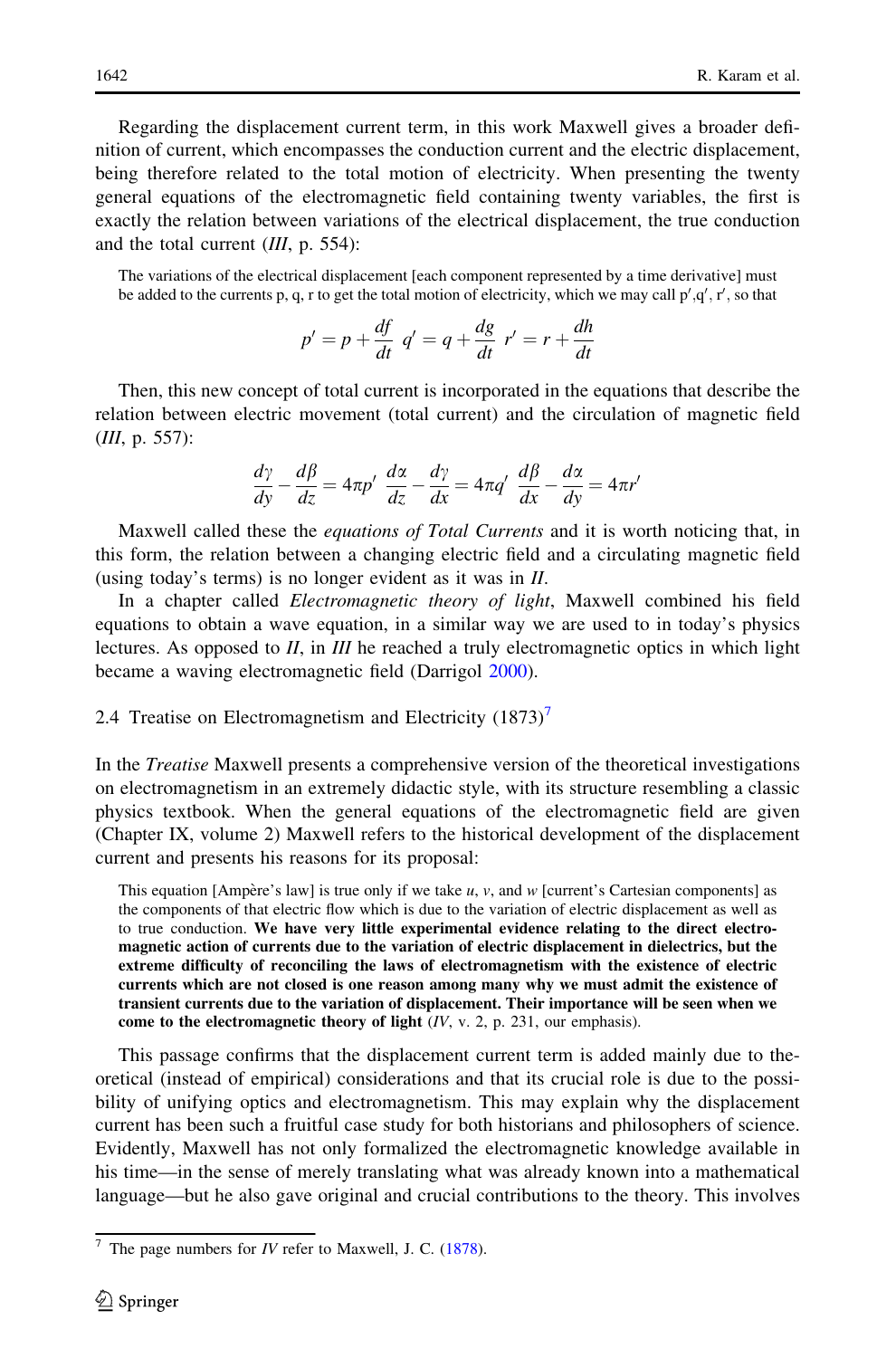Regarding the displacement current term, in this work Maxwell gives a broader definition of current, which encompasses the conduction current and the electric displacement, being therefore related to the total motion of electricity. When presenting the twenty general equations of the electromagnetic field containing twenty variables, the first is exactly the relation between variations of the electrical displacement, the true conduction and the total current (*III*, p. 554):

> The variations of the electrical displacement [each component represented by a time derivative] must be added to the currents p, q, r to get the total motion of electricity, which we may call p′,q′, r′, so that
>
> $$p' = p + \frac{df}{dt} \quad q' = q + \frac{dg}{dt} \quad r' = r + \frac{dh}{dt}$$

Then, this new concept of total current is incorporated in the equations that describe the relation between electric movement (total current) and the circulation of magnetic field (*III*, p. 557):

$$\frac{d\gamma}{dy} - \frac{d\beta}{dz} = 4\pi p' \quad \frac{d\alpha}{dz} - \frac{d\gamma}{dx} = 4\pi q' \quad \frac{d\beta}{dx} - \frac{d\alpha}{dy} = 4\pi r'$$

Maxwell called these the *equations of Total Currents* and it is worth noticing that, in this form, the relation between a changing electric field and a circulating magnetic field (using today's terms) is no longer evident as it was in *II*.

In a chapter called *Electromagnetic theory of light*, Maxwell combined his field equations to obtain a wave equation, in a similar way we are used to in today's physics lectures. As opposed to *II*, in *III* he reached a truly electromagnetic optics in which light became a waving electromagnetic field (Darrigol 2000).

### 2.4 Treatise on Electromagnetism and Electricity (1873)[7]

In the *Treatise* Maxwell presents a comprehensive version of the theoretical investigations on electromagnetism in an extremely didactic style, with its structure resembling a classic physics textbook. When the general equations of the electromagnetic field are given (Chapter IX, volume 2) Maxwell refers to the historical development of the displacement current and presents his reasons for its proposal:

> This equation [Ampère's law] is true only if we take *u*, *v*, and *w* [current's Cartesian components] as the components of that electric flow which is due to the variation of electric displacement as well as to true conduction. **We have very little experimental evidence relating to the direct electromagnetic action of currents due to the variation of electric displacement in dielectrics, but the extreme difficulty of reconciling the laws of electromagnetism with the existence of electric currents which are not closed is one reason among many why we must admit the existence of transient currents due to the variation of displacement. Their importance will be seen when we come to the electromagnetic theory of light** (*IV*, v. 2, p. 231, our emphasis).

This passage confirms that the displacement current term is added mainly due to theoretical (instead of empirical) considerations and that its crucial role is due to the possibility of unifying optics and electromagnetism. This may explain why the displacement current has been such a fruitful case study for both historians and philosophers of science. Evidently, Maxwell has not only formalized the electromagnetic knowledge available in his time—in the sense of merely translating what was already known into a mathematical language—but he also gave original and crucial contributions to the theory. This involves

[7] The page numbers for *IV* refer to Maxwell, J. C. (1878).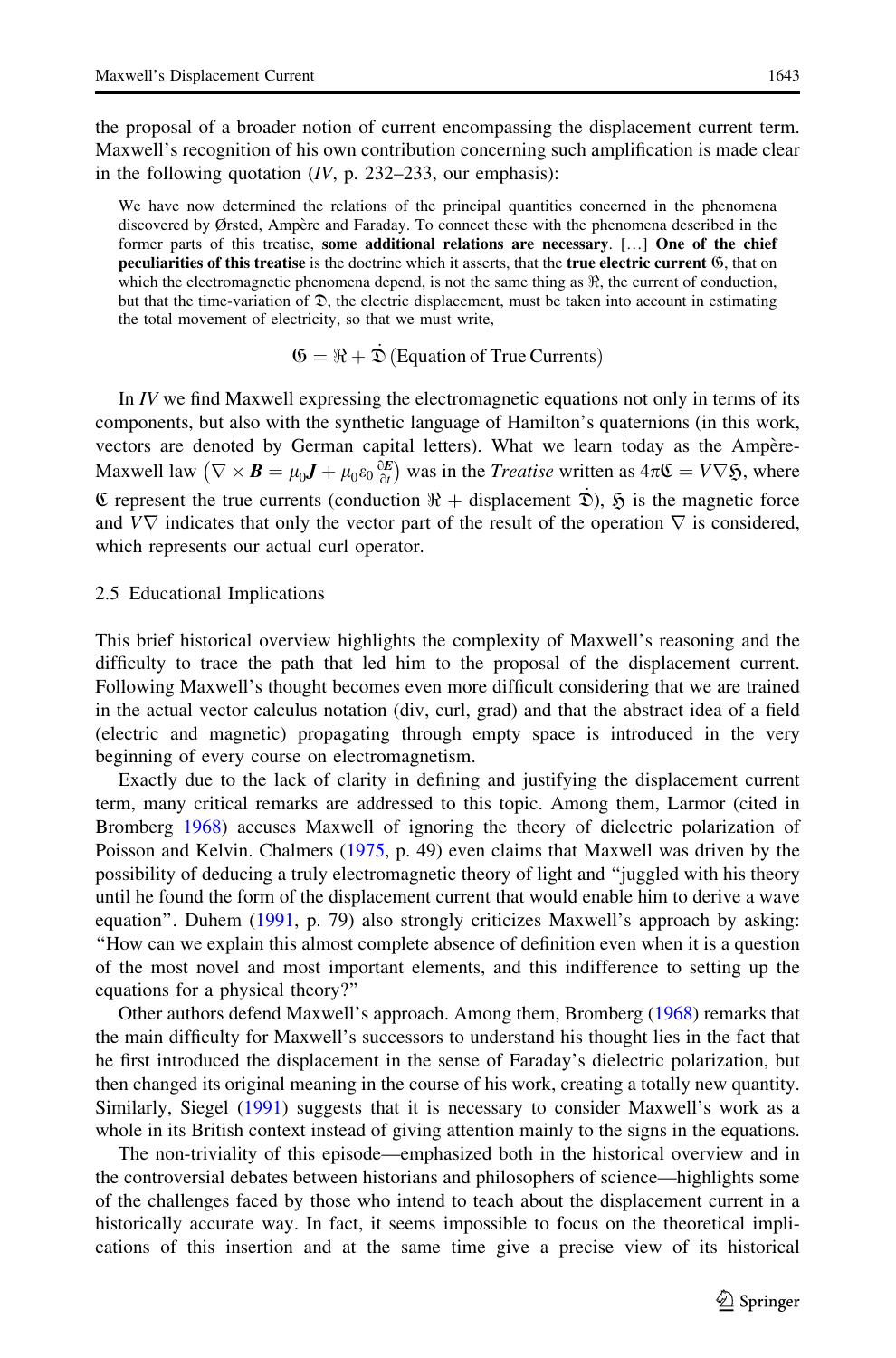the proposal of a broader notion of current encompassing the displacement current term. Maxwell's recognition of his own contribution concerning such amplification is made clear in the following quotation (*IV*, p. 232–233, our emphasis):

> We have now determined the relations of the principal quantities concerned in the phenomena discovered by Ørsted, Ampère and Faraday. To connect these with the phenomena described in the former parts of this treatise, **some additional relations are necessary**. […] **One of the chief peculiarities of this treatise** is the doctrine which it asserts, that the **true electric current** $\mathfrak{G}$, that on which the electromagnetic phenomena depend, is not the same thing as $\mathfrak{R}$, the current of conduction, but that the time-variation of $\mathfrak{D}$, the electric displacement, must be taken into account in estimating the total movement of electricity, so that we must write,
>
> $$\mathfrak{G} = \mathfrak{R} + \dot{\mathfrak{D}}\,(\text{Equation of True Currents})$$

In *IV* we find Maxwell expressing the electromagnetic equations not only in terms of its components, but also with the synthetic language of Hamilton's quaternions (in this work, vectors are denoted by German capital letters). What we learn today as the Ampère-Maxwell law $\left(\nabla \times \boldsymbol{B} = \mu_0 \boldsymbol{J} + \mu_0 \varepsilon_0 \frac{\partial \boldsymbol{E}}{\partial t}\right)$ was in the *Treatise* written as $4\pi\mathfrak{C} = V\nabla\mathfrak{H}$, where $\mathfrak{C}$ represent the true currents (conduction $\mathfrak{R}$ + displacement $\dot{\mathfrak{D}}$), $\mathfrak{H}$ is the magnetic force and $V\nabla$ indicates that only the vector part of the result of the operation $\nabla$ is considered, which represents our actual curl operator.

### 2.5 Educational Implications

This brief historical overview highlights the complexity of Maxwell's reasoning and the difficulty to trace the path that led him to the proposal of the displacement current. Following Maxwell's thought becomes even more difficult considering that we are trained in the actual vector calculus notation (div, curl, grad) and that the abstract idea of a field (electric and magnetic) propagating through empty space is introduced in the very beginning of every course on electromagnetism.

Exactly due to the lack of clarity in defining and justifying the displacement current term, many critical remarks are addressed to this topic. Among them, Larmor (cited in Bromberg 1968) accuses Maxwell of ignoring the theory of dielectric polarization of Poisson and Kelvin. Chalmers (1975, p. 49) even claims that Maxwell was driven by the possibility of deducing a truly electromagnetic theory of light and "juggled with his theory until he found the form of the displacement current that would enable him to derive a wave equation". Duhem (1991, p. 79) also strongly criticizes Maxwell's approach by asking: "How can we explain this almost complete absence of definition even when it is a question of the most novel and most important elements, and this indifference to setting up the equations for a physical theory?"

Other authors defend Maxwell's approach. Among them, Bromberg (1968) remarks that the main difficulty for Maxwell's successors to understand his thought lies in the fact that he first introduced the displacement in the sense of Faraday's dielectric polarization, but then changed its original meaning in the course of his work, creating a totally new quantity. Similarly, Siegel (1991) suggests that it is necessary to consider Maxwell's work as a whole in its British context instead of giving attention mainly to the signs in the equations.

The non-triviality of this episode—emphasized both in the historical overview and in the controversial debates between historians and philosophers of science—highlights some of the challenges faced by those who intend to teach about the displacement current in a historically accurate way. In fact, it seems impossible to focus on the theoretical implications of this insertion and at the same time give a precise view of its historical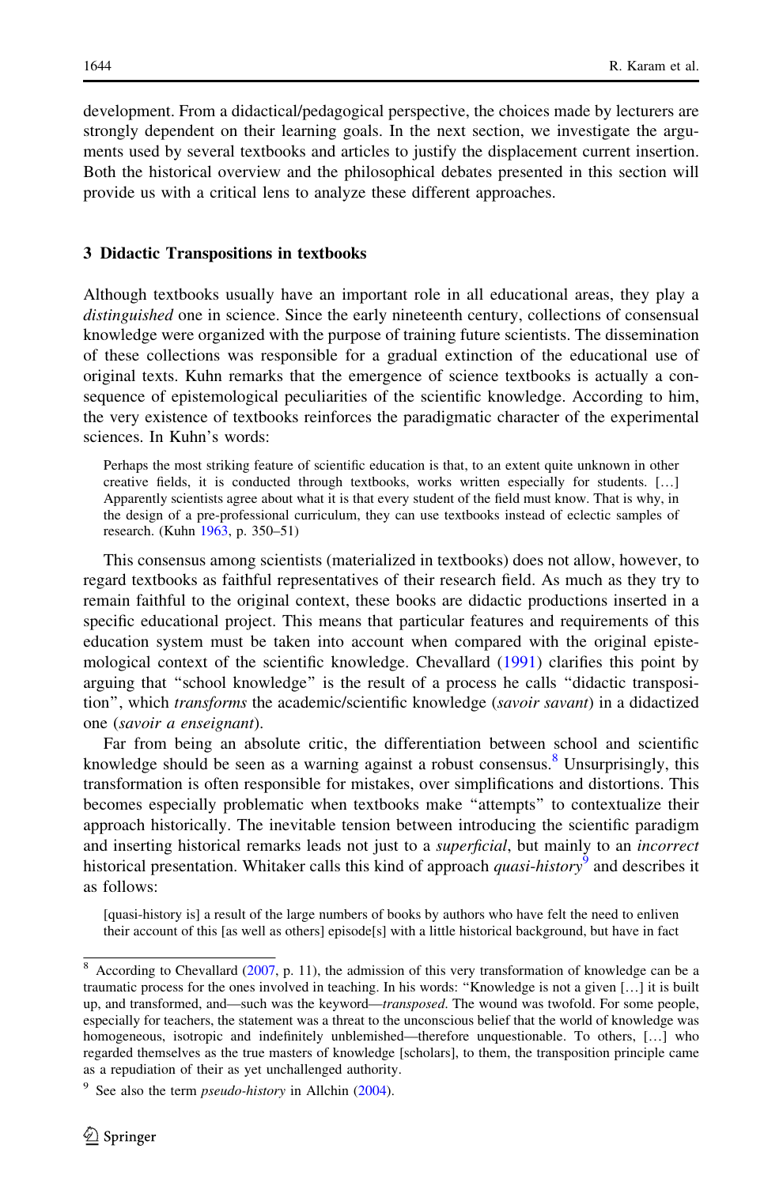development. From a didactical/pedagogical perspective, the choices made by lecturers are strongly dependent on their learning goals. In the next section, we investigate the arguments used by several textbooks and articles to justify the displacement current insertion. Both the historical overview and the philosophical debates presented in this section will provide us with a critical lens to analyze these different approaches.

## 3 Didactic Transpositions in textbooks

Although textbooks usually have an important role in all educational areas, they play a *distinguished* one in science. Since the early nineteenth century, collections of consensual knowledge were organized with the purpose of training future scientists. The dissemination of these collections was responsible for a gradual extinction of the educational use of original texts. Kuhn remarks that the emergence of science textbooks is actually a consequence of epistemological peculiarities of the scientific knowledge. According to him, the very existence of textbooks reinforces the paradigmatic character of the experimental sciences. In Kuhn's words:

> Perhaps the most striking feature of scientific education is that, to an extent quite unknown in other creative fields, it is conducted through textbooks, works written especially for students. […] Apparently scientists agree about what it is that every student of the field must know. That is why, in the design of a pre-professional curriculum, they can use textbooks instead of eclectic samples of research. (Kuhn 1963, p. 350–51)

This consensus among scientists (materialized in textbooks) does not allow, however, to regard textbooks as faithful representatives of their research field. As much as they try to remain faithful to the original context, these books are didactic productions inserted in a specific educational project. This means that particular features and requirements of this education system must be taken into account when compared with the original epistemological context of the scientific knowledge. Chevallard (1991) clarifies this point by arguing that "school knowledge" is the result of a process he calls "didactic transposition", which *transforms* the academic/scientific knowledge (*savoir savant*) in a didactized one (*savoir a enseignant*).

Far from being an absolute critic, the differentiation between school and scientific knowledge should be seen as a warning against a robust consensus.[8] Unsurprisingly, this transformation is often responsible for mistakes, over simplifications and distortions. This becomes especially problematic when textbooks make "attempts" to contextualize their approach historically. The inevitable tension between introducing the scientific paradigm and inserting historical remarks leads not just to a *superficial*, but mainly to an *incorrect* historical presentation. Whitaker calls this kind of approach *quasi-history*[9] and describes it as follows:

> [quasi-history is] a result of the large numbers of books by authors who have felt the need to enliven their account of this [as well as others] episode[s] with a little historical background, but have in fact

---

[8] According to Chevallard (2007, p. 11), the admission of this very transformation of knowledge can be a traumatic process for the ones involved in teaching. In his words: "Knowledge is not a given […] it is built up, and transformed, and—such was the keyword—*transposed*. The wound was twofold. For some people, especially for teachers, the statement was a threat to the unconscious belief that the world of knowledge was homogeneous, isotropic and indefinitely unblemished—therefore unquestionable. To others, […] who regarded themselves as the true masters of knowledge [scholars], to them, the transposition principle came as a repudiation of their as yet unchallenged authority.

[9] See also the term *pseudo-history* in Allchin (2004).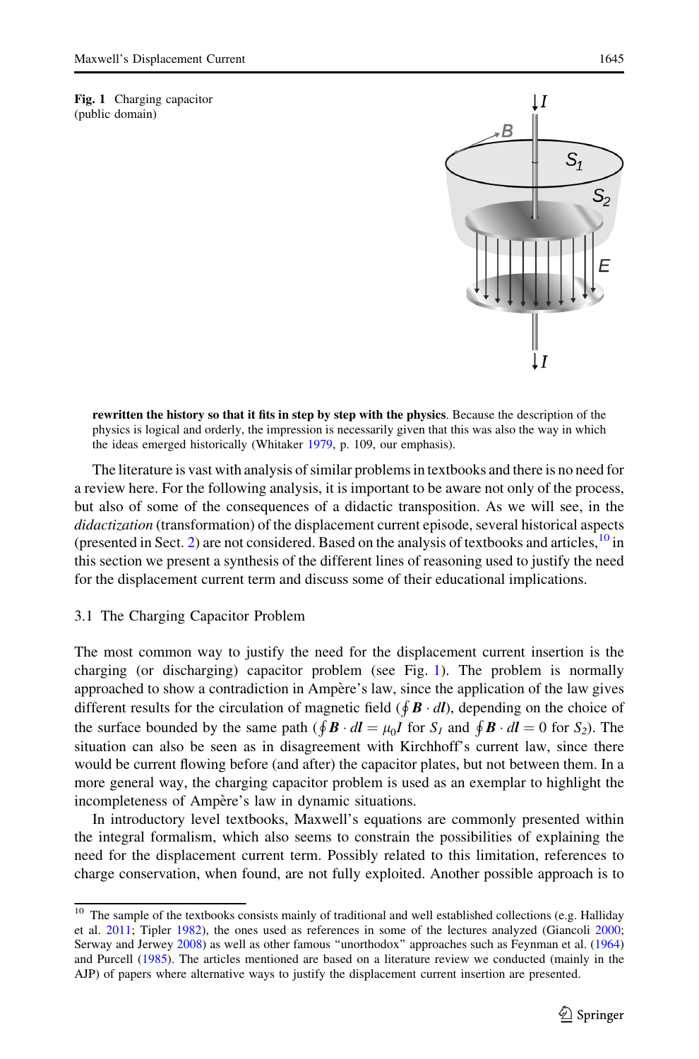**Fig. 1** Charging capacitor (public domain)

**rewritten the history so that it fits in step by step with the physics**. Because the description of the physics is logical and orderly, the impression is necessarily given that this was also the way in which the ideas emerged historically (Whitaker 1979, p. 109, our emphasis).

The literature is vast with analysis of similar problems in textbooks and there is no need for a review here. For the following analysis, it is important to be aware not only of the process, but also of some of the consequences of a didactic transposition. As we will see, in the *didactization* (transformation) of the displacement current episode, several historical aspects (presented in Sect. 2) are not considered. Based on the analysis of textbooks and articles,[10] in this section we present a synthesis of the different lines of reasoning used to justify the need for the displacement current term and discuss some of their educational implications.

### 3.1 The Charging Capacitor Problem

The most common way to justify the need for the displacement current insertion is the charging (or discharging) capacitor problem (see Fig. 1). The problem is normally approached to show a contradiction in Ampère's law, since the application of the law gives different results for the circulation of magnetic field ($\oint \boldsymbol{B} \cdot d\boldsymbol{l}$), depending on the choice of the surface bounded by the same path ($\oint \boldsymbol{B} \cdot d\boldsymbol{l} = \mu_0 I$ for $S_1$ and $\oint \boldsymbol{B} \cdot d\boldsymbol{l} = 0$ for $S_2$). The situation can also be seen as in disagreement with Kirchhoff's current law, since there would be current flowing before (and after) the capacitor plates, but not between them. In a more general way, the charging capacitor problem is used as an exemplar to highlight the incompleteness of Ampère's law in dynamic situations.

In introductory level textbooks, Maxwell's equations are commonly presented within the integral formalism, which also seems to constrain the possibilities of explaining the need for the displacement current term. Possibly related to this limitation, references to charge conservation, when found, are not fully exploited. Another possible approach is to

---

[10] The sample of the textbooks consists mainly of traditional and well established collections (e.g. Halliday et al. 2011; Tipler 1982), the ones used as references in some of the lectures analyzed (Giancoli 2000; Serway and Jerwey 2008) as well as other famous "unorthodox" approaches such as Feynman et al. (1964) and Purcell (1985). The articles mentioned are based on a literature review we conducted (mainly in the AJP) of papers where alternative ways to justify the displacement current insertion are presented.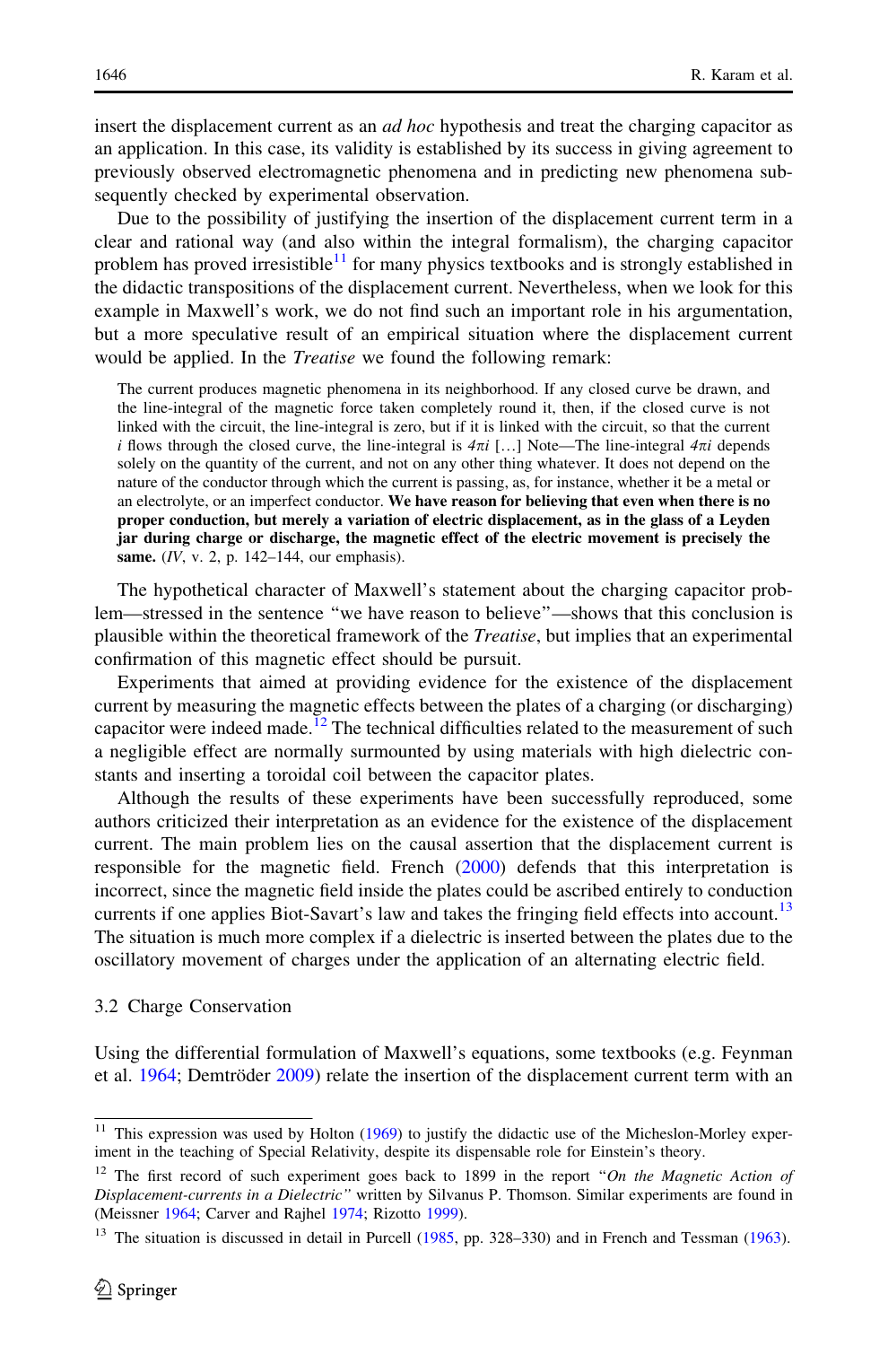insert the displacement current as an *ad hoc* hypothesis and treat the charging capacitor as an application. In this case, its validity is established by its success in giving agreement to previously observed electromagnetic phenomena and in predicting new phenomena subsequently checked by experimental observation.

Due to the possibility of justifying the insertion of the displacement current term in a clear and rational way (and also within the integral formalism), the charging capacitor problem has proved irresistible[11] for many physics textbooks and is strongly established in the didactic transpositions of the displacement current. Nevertheless, when we look for this example in Maxwell's work, we do not find such an important role in his argumentation, but a more speculative result of an empirical situation where the displacement current would be applied. In the *Treatise* we found the following remark:

> The current produces magnetic phenomena in its neighborhood. If any closed curve be drawn, and the line-integral of the magnetic force taken completely round it, then, if the closed curve is not linked with the circuit, the line-integral is zero, but if it is linked with the circuit, so that the current $i$ flows through the closed curve, the line-integral is $4\pi i$ […] Note—The line-integral $4\pi i$ depends solely on the quantity of the current, and not on any other thing whatever. It does not depend on the nature of the conductor through which the current is passing, as, for instance, whether it be a metal or an electrolyte, or an imperfect conductor. **We have reason for believing that even when there is no proper conduction, but merely a variation of electric displacement, as in the glass of a Leyden jar during charge or discharge, the magnetic effect of the electric movement is precisely the same.** (*IV*, v. 2, p. 142–144, our emphasis).

The hypothetical character of Maxwell's statement about the charging capacitor problem—stressed in the sentence "we have reason to believe"—shows that this conclusion is plausible within the theoretical framework of the *Treatise*, but implies that an experimental confirmation of this magnetic effect should be pursuit.

Experiments that aimed at providing evidence for the existence of the displacement current by measuring the magnetic effects between the plates of a charging (or discharging) capacitor were indeed made.[12] The technical difficulties related to the measurement of such a negligible effect are normally surmounted by using materials with high dielectric constants and inserting a toroidal coil between the capacitor plates.

Although the results of these experiments have been successfully reproduced, some authors criticized their interpretation as an evidence for the existence of the displacement current. The main problem lies on the causal assertion that the displacement current is responsible for the magnetic field. French (2000) defends that this interpretation is incorrect, since the magnetic field inside the plates could be ascribed entirely to conduction currents if one applies Biot-Savart's law and takes the fringing field effects into account.[13] The situation is much more complex if a dielectric is inserted between the plates due to the oscillatory movement of charges under the application of an alternating electric field.

### 3.2 Charge Conservation

Using the differential formulation of Maxwell's equations, some textbooks (e.g. Feynman et al. 1964; Demtröder 2009) relate the insertion of the displacement current term with an

---

[11] This expression was used by Holton (1969) to justify the didactic use of the Micheslon-Morley experiment in the teaching of Special Relativity, despite its dispensable role for Einstein's theory.

[12] The first record of such experiment goes back to 1899 in the report "*On the Magnetic Action of Displacement-currents in a Dielectric"* written by Silvanus P. Thomson. Similar experiments are found in (Meissner 1964; Carver and Rajhel 1974; Rizotto 1999).

[13] The situation is discussed in detail in Purcell (1985, pp. 328–330) and in French and Tessman (1963).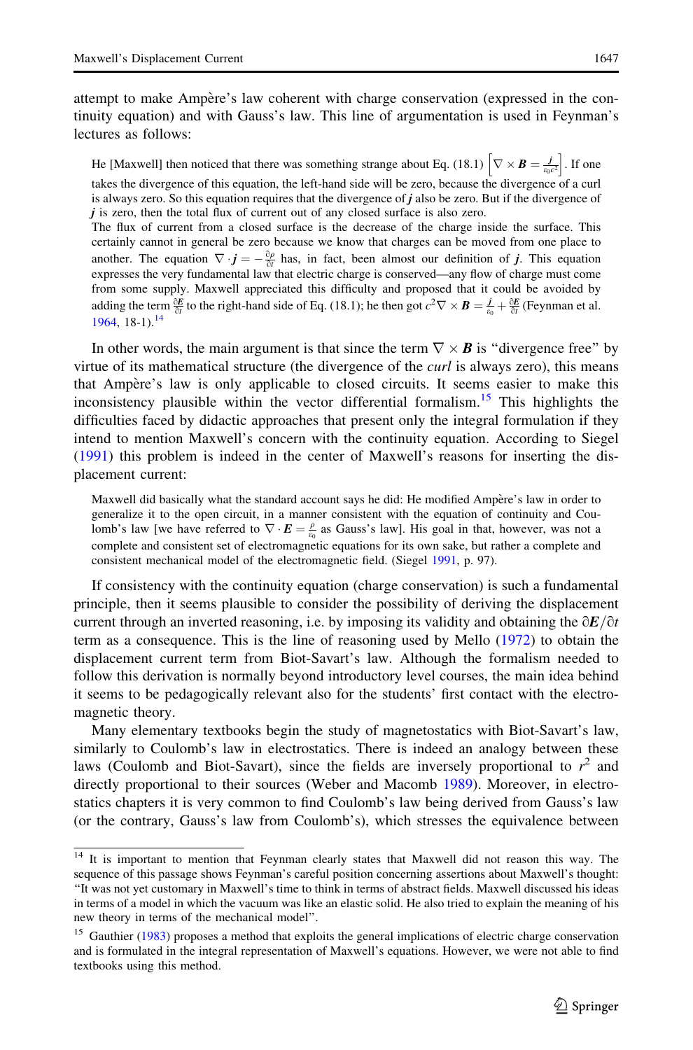attempt to make Ampère's law coherent with charge conservation (expressed in the continuity equation) and with Gauss's law. This line of argumentation is used in Feynman's lectures as follows:

> He [Maxwell] then noticed that there was something strange about Eq. (18.1) $\left[\nabla \times \boldsymbol{B} = \frac{j}{\varepsilon_0 c^2}\right]$. If one takes the divergence of this equation, the left-hand side will be zero, because the divergence of a curl is always zero. So this equation requires that the divergence of $\boldsymbol{j}$ also be zero. But if the divergence of $\boldsymbol{j}$ is zero, then the total flux of current out of any closed surface is also zero.
> The flux of current from a closed surface is the decrease of the charge inside the surface. This certainly cannot in general be zero because we know that charges can be moved from one place to another. The equation $\nabla \cdot \boldsymbol{j} = -\frac{\partial \rho}{\partial t}$ has, in fact, been almost our definition of $\boldsymbol{j}$. This equation expresses the very fundamental law that electric charge is conserved—any flow of charge must come from some supply. Maxwell appreciated this difficulty and proposed that it could be avoided by adding the term $\frac{\partial \boldsymbol{E}}{\partial t}$ to the right-hand side of Eq. (18.1); he then got $c^2 \nabla \times \boldsymbol{B} = \frac{j}{\varepsilon_0} + \frac{\partial \boldsymbol{E}}{\partial t}$ (Feynman et al. 1964, 18-1).[14]

In other words, the main argument is that since the term $\nabla \times \boldsymbol{B}$ is "divergence free" by virtue of its mathematical structure (the divergence of the *curl* is always zero), this means that Ampère's law is only applicable to closed circuits. It seems easier to make this inconsistency plausible within the vector differential formalism.[15] This highlights the difficulties faced by didactic approaches that present only the integral formulation if they intend to mention Maxwell's concern with the continuity equation. According to Siegel (1991) this problem is indeed in the center of Maxwell's reasons for inserting the displacement current:

> Maxwell did basically what the standard account says he did: He modified Ampère's law in order to generalize it to the open circuit, in a manner consistent with the equation of continuity and Coulomb's law [we have referred to $\nabla \cdot \boldsymbol{E} = \frac{\rho}{\varepsilon_0}$ as Gauss's law]. His goal in that, however, was not a complete and consistent set of electromagnetic equations for its own sake, but rather a complete and consistent mechanical model of the electromagnetic field. (Siegel 1991, p. 97).

If consistency with the continuity equation (charge conservation) is such a fundamental principle, then it seems plausible to consider the possibility of deriving the displacement current through an inverted reasoning, i.e. by imposing its validity and obtaining the $\partial \boldsymbol{E}/\partial t$ term as a consequence. This is the line of reasoning used by Mello (1972) to obtain the displacement current term from Biot-Savart's law. Although the formalism needed to follow this derivation is normally beyond introductory level courses, the main idea behind it seems to be pedagogically relevant also for the students' first contact with the electromagnetic theory.

Many elementary textbooks begin the study of magnetostatics with Biot-Savart's law, similarly to Coulomb's law in electrostatics. There is indeed an analogy between these laws (Coulomb and Biot-Savart), since the fields are inversely proportional to $r^2$ and directly proportional to their sources (Weber and Macomb 1989). Moreover, in electrostatics chapters it is very common to find Coulomb's law being derived from Gauss's law (or the contrary, Gauss's law from Coulomb's), which stresses the equivalence between

---

[14] It is important to mention that Feynman clearly states that Maxwell did not reason this way. The sequence of this passage shows Feynman's careful position concerning assertions about Maxwell's thought: "It was not yet customary in Maxwell's time to think in terms of abstract fields. Maxwell discussed his ideas in terms of a model in which the vacuum was like an elastic solid. He also tried to explain the meaning of his new theory in terms of the mechanical model".

[15] Gauthier (1983) proposes a method that exploits the general implications of electric charge conservation and is formulated in the integral representation of Maxwell's equations. However, we were not able to find textbooks using this method.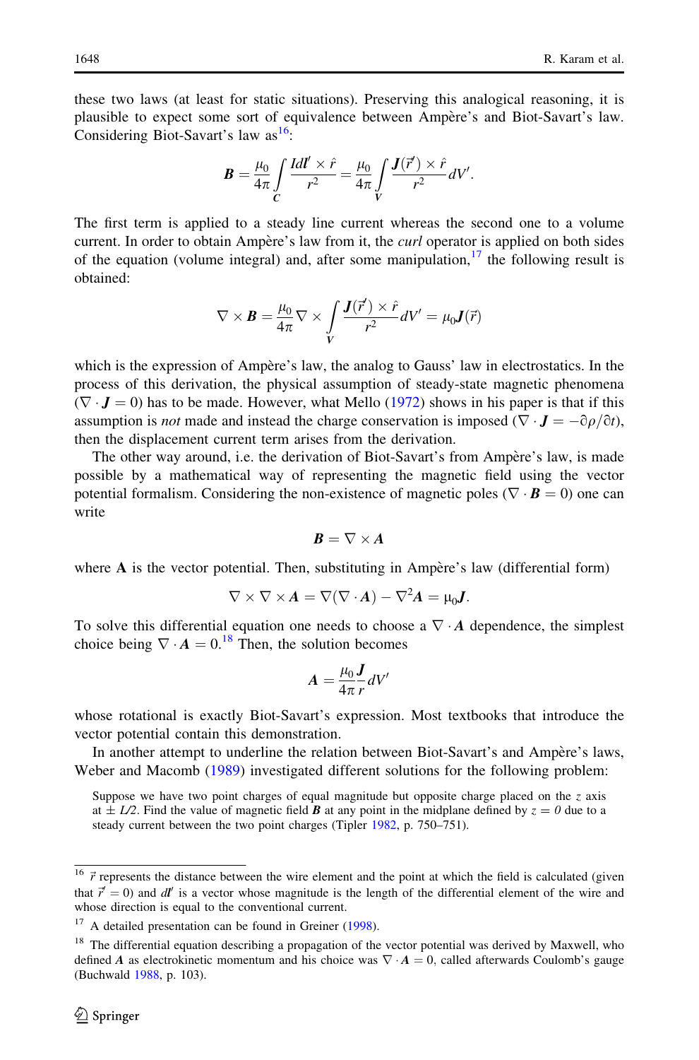these two laws (at least for static situations). Preserving this analogical reasoning, it is plausible to expect some sort of equivalence between Ampère's and Biot-Savart's law. Considering Biot-Savart's law as[16]:

$$\boldsymbol{B} = \frac{\mu_0}{4\pi}\int\limits_C \frac{I d\boldsymbol{l}' \times \hat{r}}{r^2} = \frac{\mu_0}{4\pi}\int\limits_V \frac{\boldsymbol{J}(\vec{r}') \times \hat{r}}{r^2} dV'.$$

The first term is applied to a steady line current whereas the second one to a volume current. In order to obtain Ampère's law from it, the *curl* operator is applied on both sides of the equation (volume integral) and, after some manipulation,[17] the following result is obtained:

$$\nabla \times \boldsymbol{B} = \frac{\mu_0}{4\pi}\nabla \times \int\limits_V \frac{\boldsymbol{J}(\vec{r}') \times \hat{r}}{r^2} dV' = \mu_0 \boldsymbol{J}(\vec{r})$$

which is the expression of Ampère's law, the analog to Gauss' law in electrostatics. In the process of this derivation, the physical assumption of steady-state magnetic phenomena ($\nabla \cdot \boldsymbol{J} = 0$) has to be made. However, what Mello (1972) shows in his paper is that if this assumption is *not* made and instead the charge conservation is imposed ($\nabla \cdot \boldsymbol{J} = -\partial\rho/\partial t$), then the displacement current term arises from the derivation.

The other way around, i.e. the derivation of Biot-Savart's from Ampère's law, is made possible by a mathematical way of representing the magnetic field using the vector potential formalism. Considering the non-existence of magnetic poles ($\nabla \cdot \boldsymbol{B} = 0$) one can write

$$\boldsymbol{B} = \nabla \times \boldsymbol{A}$$

where **A** is the vector potential. Then, substituting in Ampère's law (differential form)

$$\nabla \times \nabla \times \boldsymbol{A} = \nabla(\nabla \cdot \boldsymbol{A}) - \nabla^2 \boldsymbol{A} = \mu_0 \boldsymbol{J}.$$

To solve this differential equation one needs to choose a $\nabla \cdot \boldsymbol{A}$ dependence, the simplest choice being $\nabla \cdot \boldsymbol{A} = 0$.[18] Then, the solution becomes

$$\boldsymbol{A} = \frac{\mu_0}{4\pi}\frac{\boldsymbol{J}}{r} dV'$$

whose rotational is exactly Biot-Savart's expression. Most textbooks that introduce the vector potential contain this demonstration.

In another attempt to underline the relation between Biot-Savart's and Ampère's laws, Weber and Macomb (1989) investigated different solutions for the following problem:

> Suppose we have two point charges of equal magnitude but opposite charge placed on the $z$ axis at $\pm L/2$. Find the value of magnetic field $\boldsymbol{B}$ at any point in the midplane defined by $z = 0$ due to a steady current between the two point charges (Tipler 1982, p. 750–751).

---

[16] $\vec{r}$ represents the distance between the wire element and the point at which the field is calculated (given that $\vec{r}' = 0$) and $d\boldsymbol{l}'$ is a vector whose magnitude is the length of the differential element of the wire and whose direction is equal to the conventional current.

[17] A detailed presentation can be found in Greiner (1998).

[18] The differential equation describing a propagation of the vector potential was derived by Maxwell, who defined $\boldsymbol{A}$ as electrokinetic momentum and his choice was $\nabla \cdot \boldsymbol{A} = 0$, called afterwards Coulomb's gauge (Buchwald 1988, p. 103).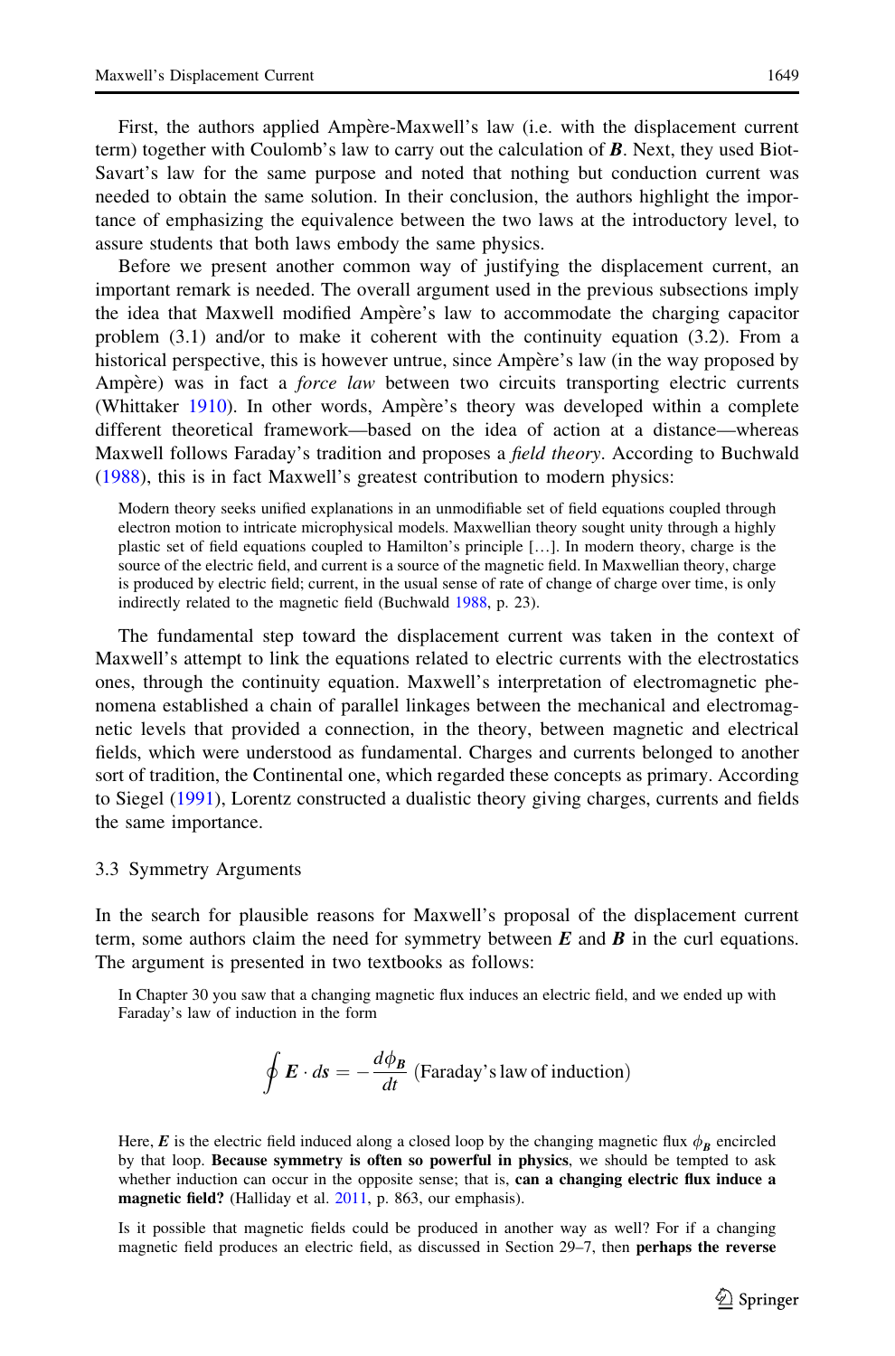First, the authors applied Ampère-Maxwell's law (i.e. with the displacement current term) together with Coulomb's law to carry out the calculation of $\boldsymbol{B}$. Next, they used Biot-Savart's law for the same purpose and noted that nothing but conduction current was needed to obtain the same solution. In their conclusion, the authors highlight the importance of emphasizing the equivalence between the two laws at the introductory level, to assure students that both laws embody the same physics.

Before we present another common way of justifying the displacement current, an important remark is needed. The overall argument used in the previous subsections imply the idea that Maxwell modified Ampère's law to accommodate the charging capacitor problem (3.1) and/or to make it coherent with the continuity equation (3.2). From a historical perspective, this is however untrue, since Ampère's law (in the way proposed by Ampère) was in fact a *force law* between two circuits transporting electric currents (Whittaker 1910). In other words, Ampère's theory was developed within a complete different theoretical framework—based on the idea of action at a distance—whereas Maxwell follows Faraday's tradition and proposes a *field theory*. According to Buchwald (1988), this is in fact Maxwell's greatest contribution to modern physics:

> Modern theory seeks unified explanations in an unmodifiable set of field equations coupled through electron motion to intricate microphysical models. Maxwellian theory sought unity through a highly plastic set of field equations coupled to Hamilton's principle […]. In modern theory, charge is the source of the electric field, and current is a source of the magnetic field. In Maxwellian theory, charge is produced by electric field; current, in the usual sense of rate of change of charge over time, is only indirectly related to the magnetic field (Buchwald 1988, p. 23).

The fundamental step toward the displacement current was taken in the context of Maxwell's attempt to link the equations related to electric currents with the electrostatics ones, through the continuity equation. Maxwell's interpretation of electromagnetic phenomena established a chain of parallel linkages between the mechanical and electromagnetic levels that provided a connection, in the theory, between magnetic and electrical fields, which were understood as fundamental. Charges and currents belonged to another sort of tradition, the Continental one, which regarded these concepts as primary. According to Siegel (1991), Lorentz constructed a dualistic theory giving charges, currents and fields the same importance.

### 3.3 Symmetry Arguments

In the search for plausible reasons for Maxwell's proposal of the displacement current term, some authors claim the need for symmetry between $\boldsymbol{E}$ and $\boldsymbol{B}$ in the curl equations. The argument is presented in two textbooks as follows:

> In Chapter 30 you saw that a changing magnetic flux induces an electric field, and we ended up with Faraday's law of induction in the form
>
> $$\oint \boldsymbol{E} \cdot d\boldsymbol{s} = -\frac{d\phi_{\boldsymbol{B}}}{dt} \text{ (Faraday's law of induction)}$$
>
> Here, $\boldsymbol{E}$ is the electric field induced along a closed loop by the changing magnetic flux $\phi_{\boldsymbol{B}}$ encircled by that loop. **Because symmetry is often so powerful in physics**, we should be tempted to ask whether induction can occur in the opposite sense; that is, **can a changing electric flux induce a magnetic field?** (Halliday et al. 2011, p. 863, our emphasis).

> Is it possible that magnetic fields could be produced in another way as well? For if a changing magnetic field produces an electric field, as discussed in Section 29–7, then **perhaps the reverse**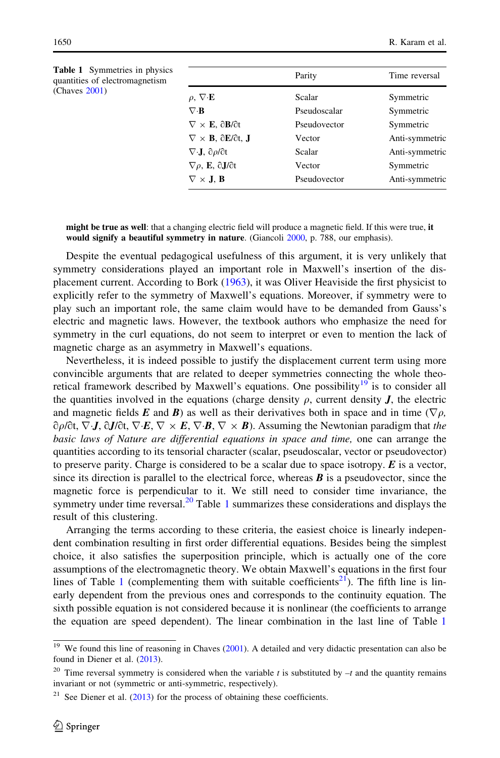Table 1 Symmetries in physics quantities of electromagnetism (Chaves 2001)

| | Parity | Time reversal |
|---|---|---|
| $\rho$, $\nabla \cdot \mathbf{E}$ | Scalar | Symmetric |
| $\nabla \cdot \mathbf{B}$ | Pseudoscalar | Symmetric |
| $\nabla \times \mathbf{E}$, $\partial \mathbf{B}/\partial t$ | Pseudovector | Symmetric |
| $\nabla \times \mathbf{B}$, $\partial \mathbf{E}/\partial t$, $\mathbf{J}$ | Vector | Anti-symmetric |
| $\nabla \cdot \mathbf{J}$, $\partial \rho/\partial t$ | Scalar | Anti-symmetric |
| $\nabla \rho$, $\mathbf{E}$, $\partial \mathbf{J}/\partial t$ | Vector | Symmetric |
| $\nabla \times \mathbf{J}$, $\mathbf{B}$ | Pseudovector | Anti-symmetric |

> **might be true as well**: that a changing electric field will produce a magnetic field. If this were true, **it would signify a beautiful symmetry in nature**. (Giancoli 2000, p. 788, our emphasis).

Despite the eventual pedagogical usefulness of this argument, it is very unlikely that symmetry considerations played an important role in Maxwell's insertion of the displacement current. According to Bork (1963), it was Oliver Heaviside the first physicist to explicitly refer to the symmetry of Maxwell's equations. Moreover, if symmetry were to play such an important role, the same claim would have to be demanded from Gauss's electric and magnetic laws. However, the textbook authors who emphasize the need for symmetry in the curl equations, do not seem to interpret or even to mention the lack of magnetic charge as an asymmetry in Maxwell's equations.

Nevertheless, it is indeed possible to justify the displacement current term using more convincible arguments that are related to deeper symmetries connecting the whole theoretical framework described by Maxwell's equations. One possibility[19] is to consider all the quantities involved in the equations (charge density $\rho$, current density $\boldsymbol{J}$, the electric and magnetic fields $\boldsymbol{E}$ and $\boldsymbol{B}$) as well as their derivatives both in space and in time ($\nabla \rho$, $\partial \rho/\partial t$, $\nabla \cdot \boldsymbol{J}$, $\partial \boldsymbol{J}/\partial t$, $\nabla \cdot \boldsymbol{E}$, $\nabla \times \boldsymbol{E}$, $\nabla \cdot \boldsymbol{B}$, $\nabla \times \boldsymbol{B}$). Assuming the Newtonian paradigm that *the basic laws of Nature are differential equations in space and time,* one can arrange the quantities according to its tensorial character (scalar, pseudoscalar, vector or pseudovector) to preserve parity. Charge is considered to be a scalar due to space isotropy. $\boldsymbol{E}$ is a vector, since its direction is parallel to the electrical force, whereas $\boldsymbol{B}$ is a pseudovector, since the magnetic force is perpendicular to it. We still need to consider time invariance, the symmetry under time reversal.[20] Table 1 summarizes these considerations and displays the result of this clustering.

Arranging the terms according to these criteria, the easiest choice is linearly independent combination resulting in first order differential equations. Besides being the simplest choice, it also satisfies the superposition principle, which is actually one of the core assumptions of the electromagnetic theory. We obtain Maxwell's equations in the first four lines of Table 1 (complementing them with suitable coefficients[21]). The fifth line is linearly dependent from the previous ones and corresponds to the continuity equation. The sixth possible equation is not considered because it is nonlinear (the coefficients to arrange the equation are speed dependent). The linear combination in the last line of Table 1

[19] We found this line of reasoning in Chaves (2001). A detailed and very didactic presentation can also be found in Diener et al. (2013).

[20] Time reversal symmetry is considered when the variable $t$ is substituted by $-t$ and the quantity remains invariant or not (symmetric or anti-symmetric, respectively).

[21] See Diener et al. (2013) for the process of obtaining these coefficients.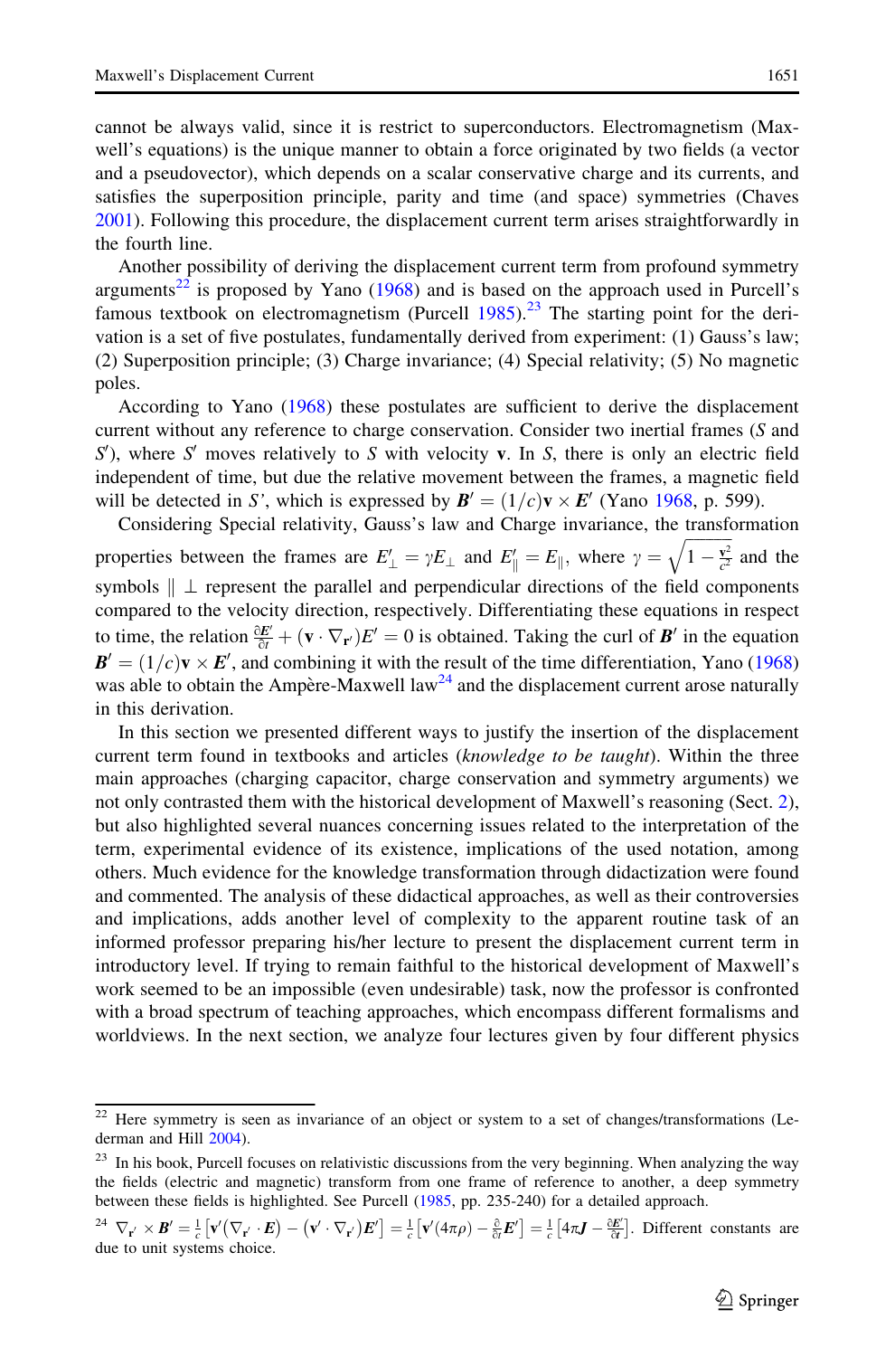cannot be always valid, since it is restrict to superconductors. Electromagnetism (Maxwell's equations) is the unique manner to obtain a force originated by two fields (a vector and a pseudovector), which depends on a scalar conservative charge and its currents, and satisfies the superposition principle, parity and time (and space) symmetries (Chaves 2001). Following this procedure, the displacement current term arises straightforwardly in the fourth line.

Another possibility of deriving the displacement current term from profound symmetry arguments[22] is proposed by Yano (1968) and is based on the approach used in Purcell's famous textbook on electromagnetism (Purcell 1985).[23] The starting point for the derivation is a set of five postulates, fundamentally derived from experiment: (1) Gauss's law; (2) Superposition principle; (3) Charge invariance; (4) Special relativity; (5) No magnetic poles.

According to Yano (1968) these postulates are sufficient to derive the displacement current without any reference to charge conservation. Consider two inertial frames ($S$ and $S'$), where $S'$ moves relatively to $S$ with velocity $\mathbf{v}$. In $S$, there is only an electric field independent of time, but due the relative movement between the frames, a magnetic field will be detected in $S'$, which is expressed by $\boldsymbol{B}' = (1/c)\mathbf{v} \times \boldsymbol{E}'$ (Yano 1968, p. 599).

Considering Special relativity, Gauss's law and Charge invariance, the transformation properties between the frames are $E'_{\perp} = \gamma E_{\perp}$ and $E'_{\parallel} = E_{\parallel}$, where $\gamma = \sqrt{1 - \frac{\mathbf{v}^2}{c^2}}$ and the symbols $\parallel$ $\perp$ represent the parallel and perpendicular directions of the field components compared to the velocity direction, respectively. Differentiating these equations in respect to time, the relation $\frac{\partial \boldsymbol{E}'}{\partial t} + (\mathbf{v} \cdot \nabla_{\mathbf{r}'})E' = 0$ is obtained. Taking the curl of $\boldsymbol{B}'$ in the equation $\boldsymbol{B}' = (1/c)\mathbf{v} \times \boldsymbol{E}'$, and combining it with the result of the time differentiation, Yano (1968) was able to obtain the Ampère-Maxwell law[24] and the displacement current arose naturally in this derivation.

In this section we presented different ways to justify the insertion of the displacement current term found in textbooks and articles (*knowledge to be taught*). Within the three main approaches (charging capacitor, charge conservation and symmetry arguments) we not only contrasted them with the historical development of Maxwell's reasoning (Sect. 2), but also highlighted several nuances concerning issues related to the interpretation of the term, experimental evidence of its existence, implications of the used notation, among others. Much evidence for the knowledge transformation through didactization were found and commented. The analysis of these didactical approaches, as well as their controversies and implications, adds another level of complexity to the apparent routine task of an informed professor preparing his/her lecture to present the displacement current term in introductory level. If trying to remain faithful to the historical development of Maxwell's work seemed to be an impossible (even undesirable) task, now the professor is confronted with a broad spectrum of teaching approaches, which encompass different formalisms and worldviews. In the next section, we analyze four lectures given by four different physics

---

[22] Here symmetry is seen as invariance of an object or system to a set of changes/transformations (Lederman and Hill 2004).

[23] In his book, Purcell focuses on relativistic discussions from the very beginning. When analyzing the way the fields (electric and magnetic) transform from one frame of reference to another, a deep symmetry between these fields is highlighted. See Purcell (1985, pp. 235-240) for a detailed approach.

[24] $\nabla_{\mathbf{r}'} \times \boldsymbol{B}' = \frac{1}{c}\left[\mathbf{v}'(\nabla_{\mathbf{r}'} \cdot \boldsymbol{E}) - (\mathbf{v}' \cdot \nabla_{\mathbf{r}'})\boldsymbol{E}'\right] = \frac{1}{c}\left[\mathbf{v}'(4\pi\rho) - \frac{\partial}{\partial t}\boldsymbol{E}'\right] = \frac{1}{c}\left[4\pi\boldsymbol{J} - \frac{\partial \boldsymbol{E}'}{\partial t}\right]$. Different constants are due to unit systems choice.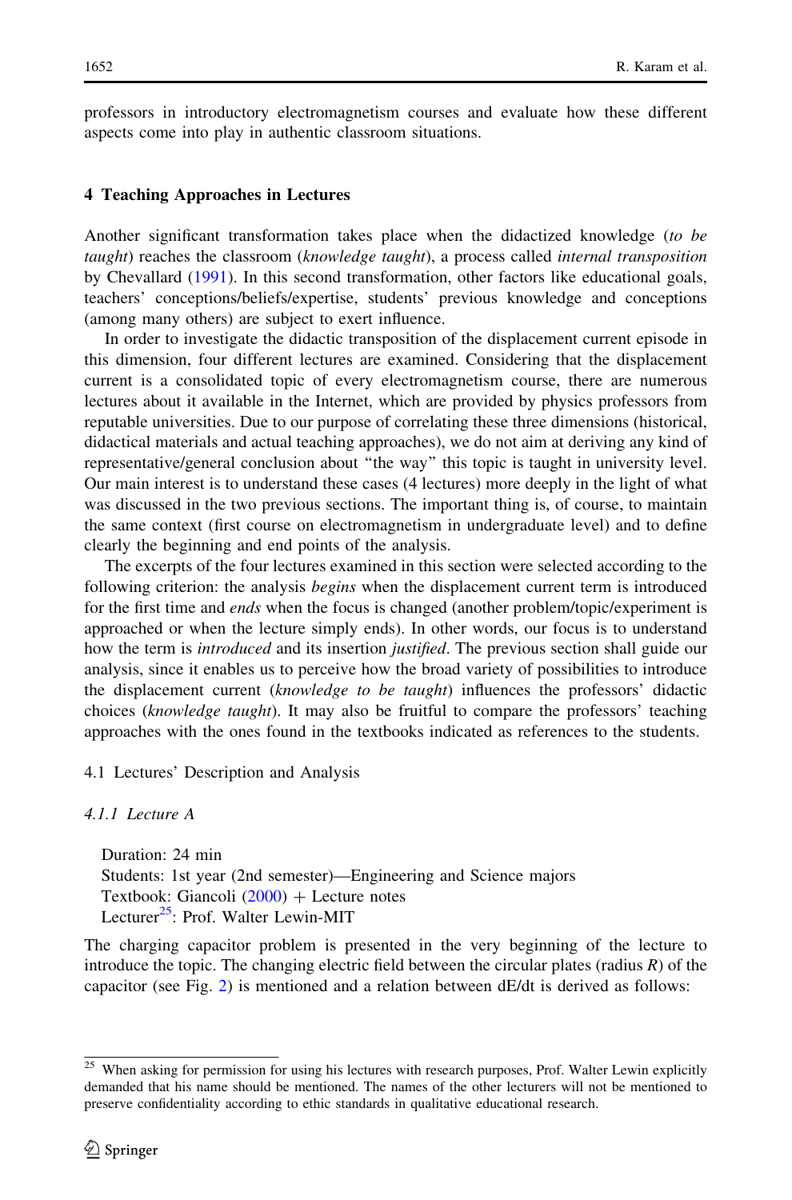professors in introductory electromagnetism courses and evaluate how these different aspects come into play in authentic classroom situations.

## 4 Teaching Approaches in Lectures

Another significant transformation takes place when the didactized knowledge (*to be taught*) reaches the classroom (*knowledge taught*), a process called *internal transposition* by Chevallard (1991). In this second transformation, other factors like educational goals, teachers' conceptions/beliefs/expertise, students' previous knowledge and conceptions (among many others) are subject to exert influence.

In order to investigate the didactic transposition of the displacement current episode in this dimension, four different lectures are examined. Considering that the displacement current is a consolidated topic of every electromagnetism course, there are numerous lectures about it available in the Internet, which are provided by physics professors from reputable universities. Due to our purpose of correlating these three dimensions (historical, didactical materials and actual teaching approaches), we do not aim at deriving any kind of representative/general conclusion about "the way" this topic is taught in university level. Our main interest is to understand these cases (4 lectures) more deeply in the light of what was discussed in the two previous sections. The important thing is, of course, to maintain the same context (first course on electromagnetism in undergraduate level) and to define clearly the beginning and end points of the analysis.

The excerpts of the four lectures examined in this section were selected according to the following criterion: the analysis *begins* when the displacement current term is introduced for the first time and *ends* when the focus is changed (another problem/topic/experiment is approached or when the lecture simply ends). In other words, our focus is to understand how the term is *introduced* and its insertion *justified*. The previous section shall guide our analysis, since it enables us to perceive how the broad variety of possibilities to introduce the displacement current (*knowledge to be taught*) influences the professors' didactic choices (*knowledge taught*). It may also be fruitful to compare the professors' teaching approaches with the ones found in the textbooks indicated as references to the students.

### 4.1 Lectures' Description and Analysis

#### *4.1.1 Lecture A*

Duration: 24 min  
Students: 1st year (2nd semester)—Engineering and Science majors  
Textbook: Giancoli (2000) + Lecture notes  
Lecturer[25]: Prof. Walter Lewin-MIT

The charging capacitor problem is presented in the very beginning of the lecture to introduce the topic. The changing electric field between the circular plates (radius $R$) of the capacitor (see Fig. 2) is mentioned and a relation between dE/dt is derived as follows:

[25] When asking for permission for using his lectures with research purposes, Prof. Walter Lewin explicitly demanded that his name should be mentioned. The names of the other lecturers will not be mentioned to preserve confidentiality according to ethic standards in qualitative educational research.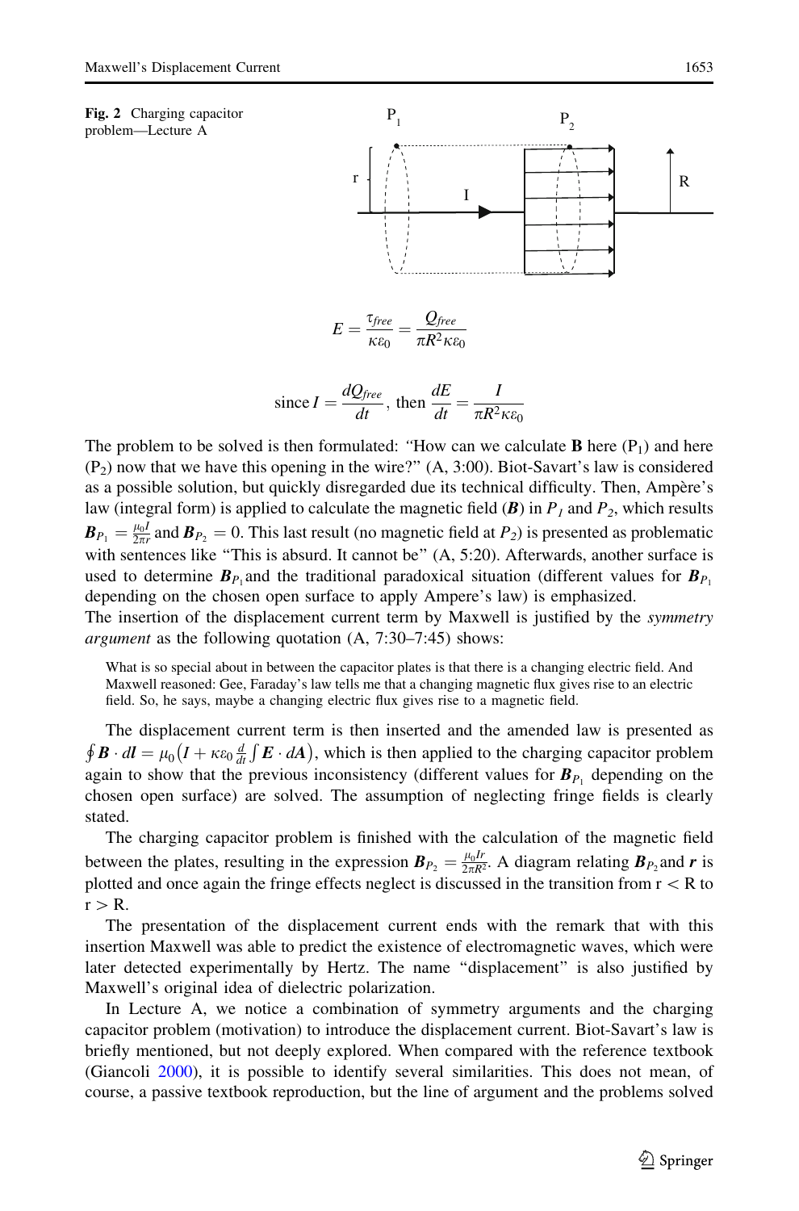Fig. 2 Charging capacitor problem—Lecture A

$$E = \frac{\tau_{free}}{\kappa\varepsilon_0} = \frac{Q_{free}}{\pi R^2 \kappa\varepsilon_0}$$

$$\text{since } I = \frac{dQ_{free}}{dt}, \text{ then } \frac{dE}{dt} = \frac{I}{\pi R^2 \kappa\varepsilon_0}$$

The problem to be solved is then formulated: "How can we calculate **B** here ($P_1$) and here ($P_2$) now that we have this opening in the wire?" (A, 3:00). Biot-Savart's law is considered as a possible solution, but quickly disregarded due its technical difficulty. Then, Ampère's law (integral form) is applied to calculate the magnetic field ($\boldsymbol{B}$) in $P_1$ and $P_2$, which results $\boldsymbol{B}_{P_1} = \frac{\mu_0 I}{2\pi r}$ and $\boldsymbol{B}_{P_2} = 0$. This last result (no magnetic field at $P_2$) is presented as problematic with sentences like "This is absurd. It cannot be" (A, 5:20). Afterwards, another surface is used to determine $\boldsymbol{B}_{P_1}$ and the traditional paradoxical situation (different values for $\boldsymbol{B}_{P_1}$ depending on the chosen open surface to apply Ampere's law) is emphasized.

The insertion of the displacement current term by Maxwell is justified by the *symmetry argument* as the following quotation (A, 7:30–7:45) shows:

> What is so special about in between the capacitor plates is that there is a changing electric field. And Maxwell reasoned: Gee, Faraday's law tells me that a changing magnetic flux gives rise to an electric field. So, he says, maybe a changing electric flux gives rise to a magnetic field.

The displacement current term is then inserted and the amended law is presented as $\oint \boldsymbol{B} \cdot d\boldsymbol{l} = \mu_0 \left( I + \kappa\varepsilon_0 \frac{d}{dt} \int \boldsymbol{E} \cdot d\boldsymbol{A} \right)$, which is then applied to the charging capacitor problem again to show that the previous inconsistency (different values for $\boldsymbol{B}_{P_1}$ depending on the chosen open surface) are solved. The assumption of neglecting fringe fields is clearly stated.

The charging capacitor problem is finished with the calculation of the magnetic field between the plates, resulting in the expression $\boldsymbol{B}_{P_2} = \frac{\mu_0 I r}{2\pi R^2}$. A diagram relating $\boldsymbol{B}_{P_2}$ and $\boldsymbol{r}$ is plotted and once again the fringe effects neglect is discussed in the transition from $r < R$ to $r > R$.

The presentation of the displacement current ends with the remark that with this insertion Maxwell was able to predict the existence of electromagnetic waves, which were later detected experimentally by Hertz. The name "displacement" is also justified by Maxwell's original idea of dielectric polarization.

In Lecture A, we notice a combination of symmetry arguments and the charging capacitor problem (motivation) to introduce the displacement current. Biot-Savart's law is briefly mentioned, but not deeply explored. When compared with the reference textbook (Giancoli 2000), it is possible to identify several similarities. This does not mean, of course, a passive textbook reproduction, but the line of argument and the problems solved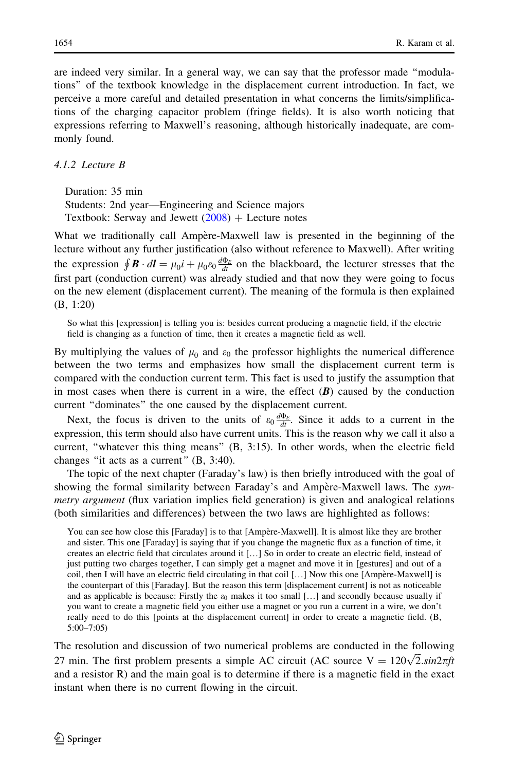are indeed very similar. In a general way, we can say that the professor made "modulations" of the textbook knowledge in the displacement current introduction. In fact, we perceive a more careful and detailed presentation in what concerns the limits/simplifications of the charging capacitor problem (fringe fields). It is also worth noticing that expressions referring to Maxwell's reasoning, although historically inadequate, are commonly found.

#### 4.1.2 Lecture B

Duration: 35 min
Students: 2nd year—Engineering and Science majors
Textbook: Serway and Jewett (2008) + Lecture notes

What we traditionally call Ampère-Maxwell law is presented in the beginning of the lecture without any further justification (also without reference to Maxwell). After writing the expression $\oint \boldsymbol{B} \cdot d\boldsymbol{l} = \mu_0 i + \mu_0 \varepsilon_0 \frac{d\Phi_E}{dt}$ on the blackboard, the lecturer stresses that the first part (conduction current) was already studied and that now they were going to focus on the new element (displacement current). The meaning of the formula is then explained (B, 1:20)

> So what this [expression] is telling you is: besides current producing a magnetic field, if the electric field is changing as a function of time, then it creates a magnetic field as well.

By multiplying the values of $\mu_0$ and $\varepsilon_0$ the professor highlights the numerical difference between the two terms and emphasizes how small the displacement current term is compared with the conduction current term. This fact is used to justify the assumption that in most cases when there is current in a wire, the effect ($\boldsymbol{B}$) caused by the conduction current "dominates" the one caused by the displacement current.

Next, the focus is driven to the units of $\varepsilon_0 \frac{d\Phi_E}{dt}$. Since it adds to a current in the expression, this term should also have current units. This is the reason why we call it also a current, "whatever this thing means" (B, 3:15). In other words, when the electric field changes "it acts as a current" (B, 3:40).

The topic of the next chapter (Faraday's law) is then briefly introduced with the goal of showing the formal similarity between Faraday's and Ampère-Maxwell laws. The *symmetry argument* (flux variation implies field generation) is given and analogical relations (both similarities and differences) between the two laws are highlighted as follows:

> You can see how close this [Faraday] is to that [Ampère-Maxwell]. It is almost like they are brother and sister. This one [Faraday] is saying that if you change the magnetic flux as a function of time, it creates an electric field that circulates around it […] So in order to create an electric field, instead of just putting two charges together, I can simply get a magnet and move it in [gestures] and out of a coil, then I will have an electric field circulating in that coil […] Now this one [Ampère-Maxwell] is the counterpart of this [Faraday]. But the reason this term [displacement current] is not as noticeable and as applicable is because: Firstly the $\varepsilon_0$ makes it too small […] and secondly because usually if you want to create a magnetic field you either use a magnet or you run a current in a wire, we don't really need to do this [points at the displacement current] in order to create a magnetic field. (B, 5:00–7:05)

The resolution and discussion of two numerical problems are conducted in the following 27 min. The first problem presents a simple AC circuit (AC source $V = 120\sqrt{2}.sin2\pi ft$ and a resistor R) and the main goal is to determine if there is a magnetic field in the exact instant when there is no current flowing in the circuit.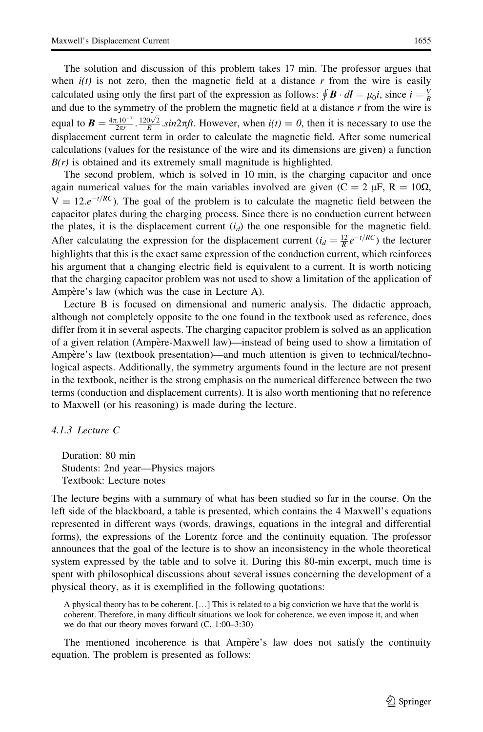The solution and discussion of this problem takes 17 min. The professor argues that when $i(t)$ is not zero, then the magnetic field at a distance $r$ from the wire is easily calculated using only the first part of the expression as follows: $\oint \boldsymbol{B} \cdot d\boldsymbol{l} = \mu_0 i$, since $i = \frac{V}{R}$ and due to the symmetry of the problem the magnetic field at a distance $r$ from the wire is equal to $\boldsymbol{B} = \frac{4\pi.10^{-7}}{2\pi r}.\frac{120\sqrt{2}}{R}.sin2\pi ft$. However, when $i(t) = 0$, then it is necessary to use the displacement current term in order to calculate the magnetic field. After some numerical calculations (values for the resistance of the wire and its dimensions are given) a function $B(r)$ is obtained and its extremely small magnitude is highlighted.

The second problem, which is solved in 10 min, is the charging capacitor and once again numerical values for the main variables involved are given ($C = 2\ \mu F$, $R = 10\Omega$, $V = 12.e^{-t/RC}$). The goal of the problem is to calculate the magnetic field between the capacitor plates during the charging process. Since there is no conduction current between the plates, it is the displacement current ($i_d$) the one responsible for the magnetic field. After calculating the expression for the displacement current ($i_d = \frac{12}{R}e^{-t/RC}$) the lecturer highlights that this is the exact same expression of the conduction current, which reinforces his argument that a changing electric field is equivalent to a current. It is worth noticing that the charging capacitor problem was not used to show a limitation of the application of Ampère's law (which was the case in Lecture A).

Lecture B is focused on dimensional and numeric analysis. The didactic approach, although not completely opposite to the one found in the textbook used as reference, does differ from it in several aspects. The charging capacitor problem is solved as an application of a given relation (Ampère-Maxwell law)—instead of being used to show a limitation of Ampère's law (textbook presentation)—and much attention is given to technical/technological aspects. Additionally, the symmetry arguments found in the lecture are not present in the textbook, neither is the strong emphasis on the numerical difference between the two terms (conduction and displacement currents). It is also worth mentioning that no reference to Maxwell (or his reasoning) is made during the lecture.

#### 4.1.3 Lecture C

Duration: 80 min
Students: 2nd year—Physics majors
Textbook: Lecture notes

The lecture begins with a summary of what has been studied so far in the course. On the left side of the blackboard, a table is presented, which contains the 4 Maxwell's equations represented in different ways (words, drawings, equations in the integral and differential forms), the expressions of the Lorentz force and the continuity equation. The professor announces that the goal of the lecture is to show an inconsistency in the whole theoretical system expressed by the table and to solve it. During this 80-min excerpt, much time is spent with philosophical discussions about several issues concerning the development of a physical theory, as it is exemplified in the following quotations:

> A physical theory has to be coherent. […] This is related to a big conviction we have that the world is coherent. Therefore, in many difficult situations we look for coherence, we even impose it, and when we do that our theory moves forward (C, 1:00–3:30)

The mentioned incoherence is that Ampère's law does not satisfy the continuity equation. The problem is presented as follows: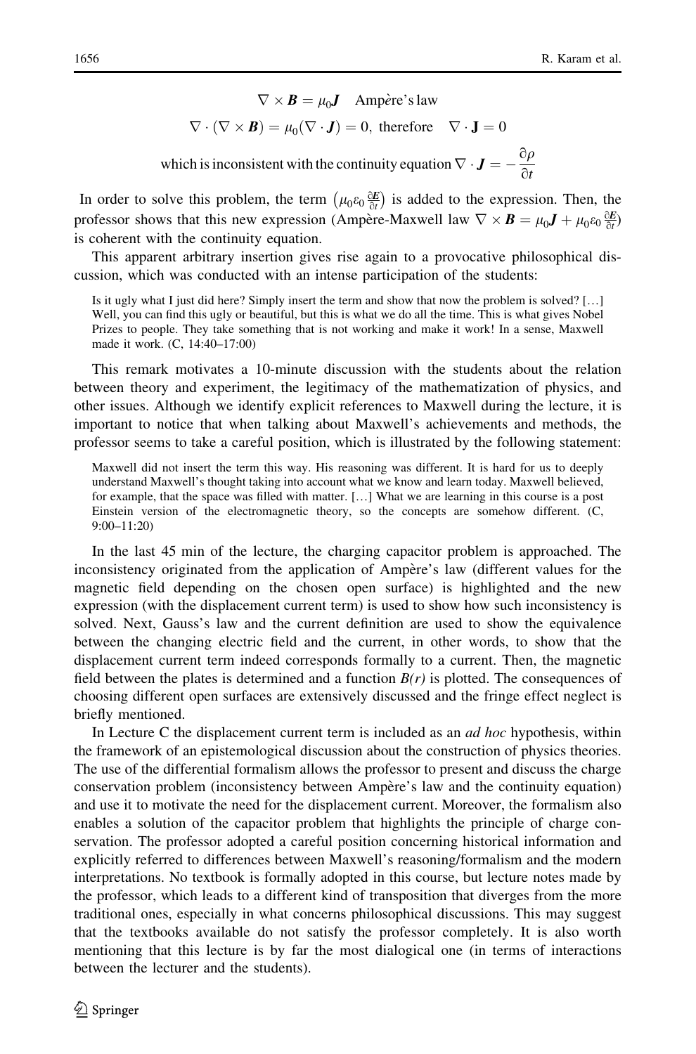$$\nabla \times \boldsymbol{B} = \mu_0 \boldsymbol{J} \quad \text{Ampère's law}$$

$$\nabla \cdot (\nabla \times \boldsymbol{B}) = \mu_0(\nabla \cdot \boldsymbol{J}) = 0, \text{ therefore } \quad \nabla \cdot \mathbf{J} = 0$$

$$\text{which is inconsistent with the continuity equation } \nabla \cdot \boldsymbol{J} = -\frac{\partial \rho}{\partial t}$$

In order to solve this problem, the term $\left(\mu_0 \varepsilon_0 \frac{\partial \boldsymbol{E}}{\partial t}\right)$ is added to the expression. Then, the professor shows that this new expression (Ampère-Maxwell law $\nabla \times \boldsymbol{B} = \mu_0 \boldsymbol{J} + \mu_0 \varepsilon_0 \frac{\partial \boldsymbol{E}}{\partial t}$) is coherent with the continuity equation.

This apparent arbitrary insertion gives rise again to a provocative philosophical discussion, which was conducted with an intense participation of the students:

> Is it ugly what I just did here? Simply insert the term and show that now the problem is solved? […] Well, you can find this ugly or beautiful, but this is what we do all the time. This is what gives Nobel Prizes to people. They take something that is not working and make it work! In a sense, Maxwell made it work. (C, 14:40–17:00)

This remark motivates a 10-minute discussion with the students about the relation between theory and experiment, the legitimacy of the mathematization of physics, and other issues. Although we identify explicit references to Maxwell during the lecture, it is important to notice that when talking about Maxwell's achievements and methods, the professor seems to take a careful position, which is illustrated by the following statement:

> Maxwell did not insert the term this way. His reasoning was different. It is hard for us to deeply understand Maxwell's thought taking into account what we know and learn today. Maxwell believed, for example, that the space was filled with matter. […] What we are learning in this course is a post Einstein version of the electromagnetic theory, so the concepts are somehow different. (C, 9:00–11:20)

In the last 45 min of the lecture, the charging capacitor problem is approached. The inconsistency originated from the application of Ampère's law (different values for the magnetic field depending on the chosen open surface) is highlighted and the new expression (with the displacement current term) is used to show how such inconsistency is solved. Next, Gauss's law and the current definition are used to show the equivalence between the changing electric field and the current, in other words, to show that the displacement current term indeed corresponds formally to a current. Then, the magnetic field between the plates is determined and a function $B(r)$ is plotted. The consequences of choosing different open surfaces are extensively discussed and the fringe effect neglect is briefly mentioned.

In Lecture C the displacement current term is included as an *ad hoc* hypothesis, within the framework of an epistemological discussion about the construction of physics theories. The use of the differential formalism allows the professor to present and discuss the charge conservation problem (inconsistency between Ampère's law and the continuity equation) and use it to motivate the need for the displacement current. Moreover, the formalism also enables a solution of the capacitor problem that highlights the principle of charge conservation. The professor adopted a careful position concerning historical information and explicitly referred to differences between Maxwell's reasoning/formalism and the modern interpretations. No textbook is formally adopted in this course, but lecture notes made by the professor, which leads to a different kind of transposition that diverges from the more traditional ones, especially in what concerns philosophical discussions. This may suggest that the textbooks available do not satisfy the professor completely. It is also worth mentioning that this lecture is by far the most dialogical one (in terms of interactions between the lecturer and the students).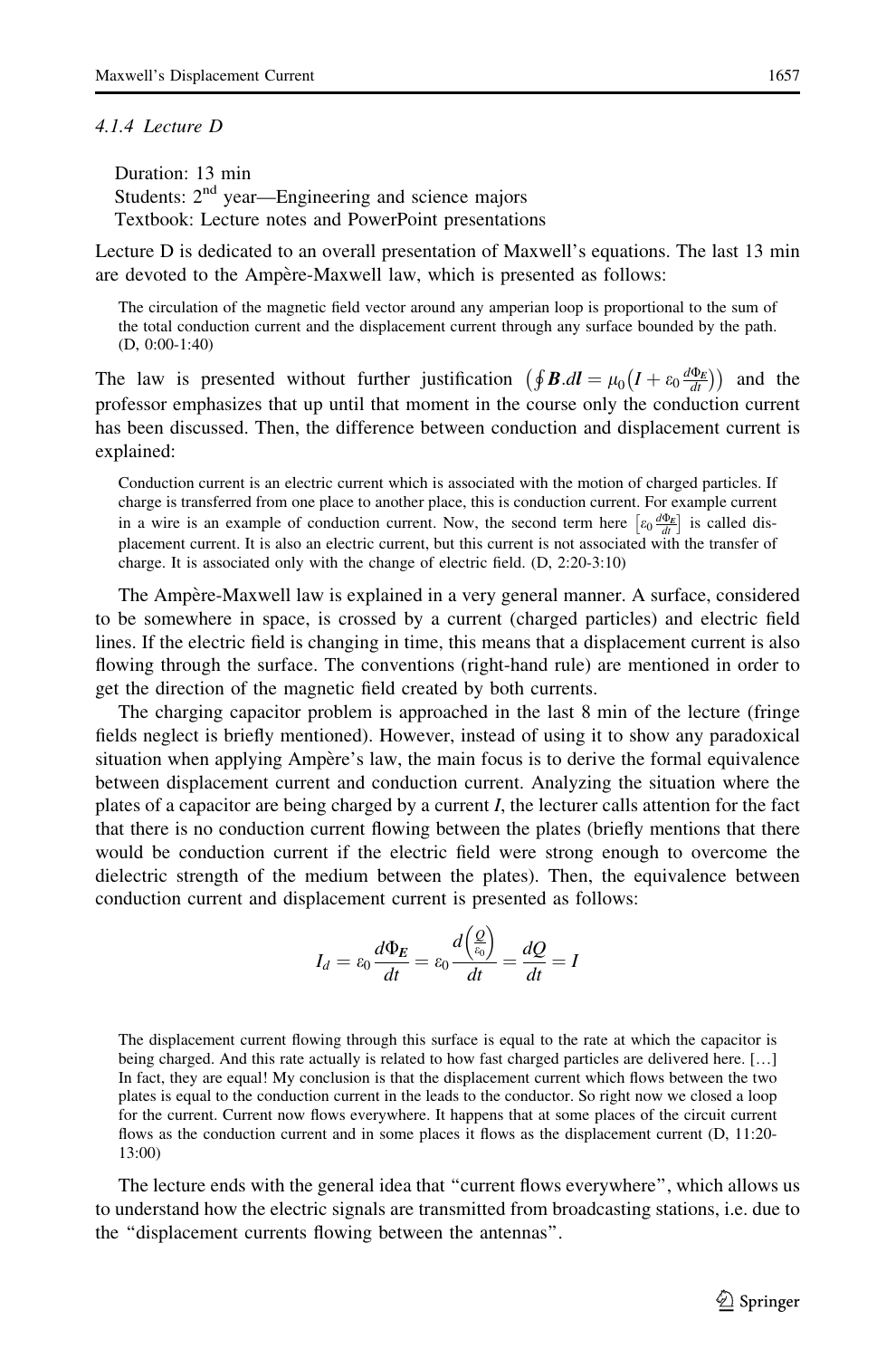#### 4.1.4 Lecture D

Duration: 13 min
Students: 2[nd] year—Engineering and science majors
Textbook: Lecture notes and PowerPoint presentations

Lecture D is dedicated to an overall presentation of Maxwell's equations. The last 13 min are devoted to the Ampère-Maxwell law, which is presented as follows:

> The circulation of the magnetic field vector around any amperian loop is proportional to the sum of the total conduction current and the displacement current through any surface bounded by the path. (D, 0:00-1:40)

The law is presented without further justification $\left(\oint \boldsymbol{B}.d\boldsymbol{l} = \mu_0\left(I + \varepsilon_0 \frac{d\Phi_E}{dt}\right)\right)$ and the professor emphasizes that up until that moment in the course only the conduction current has been discussed. Then, the difference between conduction and displacement current is explained:

> Conduction current is an electric current which is associated with the motion of charged particles. If charge is transferred from one place to another place, this is conduction current. For example current in a wire is an example of conduction current. Now, the second term here $\left[\varepsilon_0 \frac{d\Phi_E}{dt}\right]$ is called displacement current. It is also an electric current, but this current is not associated with the transfer of charge. It is associated only with the change of electric field. (D, 2:20-3:10)

The Ampère-Maxwell law is explained in a very general manner. A surface, considered to be somewhere in space, is crossed by a current (charged particles) and electric field lines. If the electric field is changing in time, this means that a displacement current is also flowing through the surface. The conventions (right-hand rule) are mentioned in order to get the direction of the magnetic field created by both currents.

The charging capacitor problem is approached in the last 8 min of the lecture (fringe fields neglect is briefly mentioned). However, instead of using it to show any paradoxical situation when applying Ampère's law, the main focus is to derive the formal equivalence between displacement current and conduction current. Analyzing the situation where the plates of a capacitor are being charged by a current *I*, the lecturer calls attention for the fact that there is no conduction current flowing between the plates (briefly mentions that there would be conduction current if the electric field were strong enough to overcome the dielectric strength of the medium between the plates). Then, the equivalence between conduction current and displacement current is presented as follows:

$$I_d = \varepsilon_0 \frac{d\Phi_E}{dt} = \varepsilon_0 \frac{d\left(\frac{Q}{\varepsilon_0}\right)}{dt} = \frac{dQ}{dt} = I$$

> The displacement current flowing through this surface is equal to the rate at which the capacitor is being charged. And this rate actually is related to how fast charged particles are delivered here. […] In fact, they are equal! My conclusion is that the displacement current which flows between the two plates is equal to the conduction current in the leads to the conductor. So right now we closed a loop for the current. Current now flows everywhere. It happens that at some places of the circuit current flows as the conduction current and in some places it flows as the displacement current (D, 11:20-13:00)

The lecture ends with the general idea that "current flows everywhere", which allows us to understand how the electric signals are transmitted from broadcasting stations, i.e. due to the "displacement currents flowing between the antennas".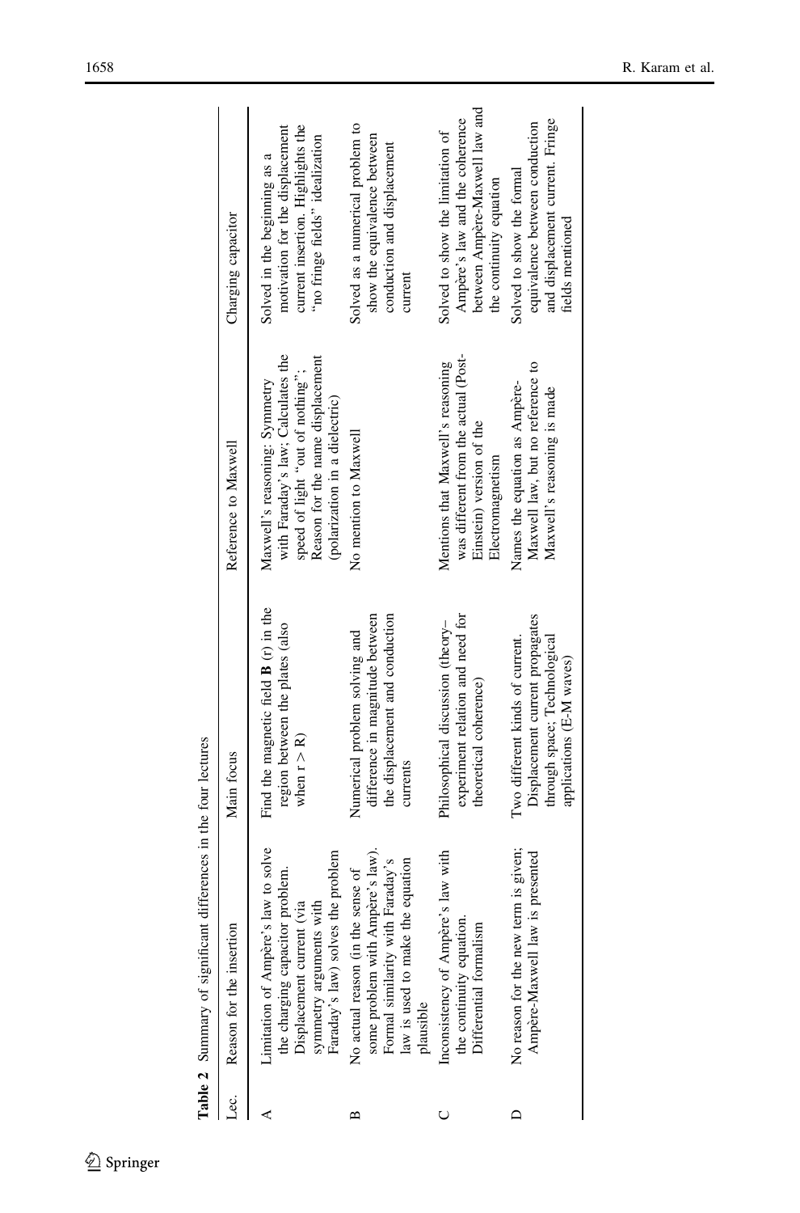**Table 2** Summary of significant differences in the four lectures

| Lec. | Reason for the insertion | Main focus | Reference to Maxwell | Charging capacitor |
|---|---|---|---|---|
| A | Limitation of Ampère's law to solve the charging capacitor problem. Displacement current (via symmetry arguments with Faraday's law) solves the problem | Find the magnetic field $\mathbf{B}$ (r) in the region between the plates (also when $r > R$) | Maxwell's reasoning: Symmetry with Faraday's law; Calculates the speed of light "out of nothing"; Reason for the name displacement (polarization in a dielectric) | Solved in the beginning as a motivation for the displacement current insertion. Highlights the "no fringe fields" idealization |
| B | No actual reason (in the sense of some problem with Ampère's law). Formal similarity with Faraday's law is used to make the equation plausible | Numerical problem solving and difference in magnitude between the displacement and conduction currents | No mention to Maxwell | Solved as a numerical problem to show the equivalence between conduction and displacement current |
| C | Inconsistency of Ampère's law with the continuity equation. Differential formalism | Philosophical discussion (theory–experiment relation and need for theoretical coherence) | Mentions that Maxwell's reasoning was different from the actual (Post-Einstein) version of the Electromagnetism | Solved to show the limitation of Ampère's law and the coherence between Ampère-Maxwell law and the continuity equation |
| D | No reason for the new term is given; Ampère-Maxwell law is presented | Two different kinds of current. Displacement current propagates through space; Technological applications (E-M waves) | Names the equation as Ampère-Maxwell law, but no reference to Maxwell's reasoning is made | Solved to show the formal equivalence between conduction and displacement current. Fringe fields mentioned |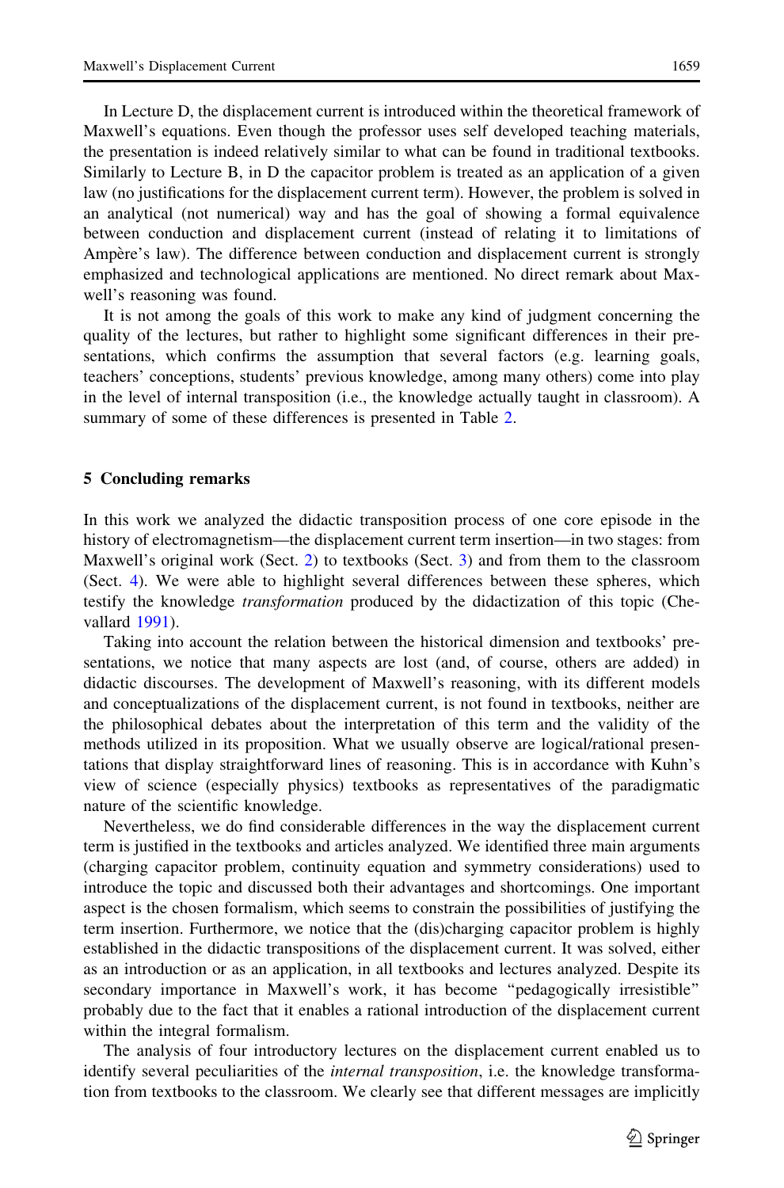In Lecture D, the displacement current is introduced within the theoretical framework of Maxwell's equations. Even though the professor uses self developed teaching materials, the presentation is indeed relatively similar to what can be found in traditional textbooks. Similarly to Lecture B, in D the capacitor problem is treated as an application of a given law (no justifications for the displacement current term). However, the problem is solved in an analytical (not numerical) way and has the goal of showing a formal equivalence between conduction and displacement current (instead of relating it to limitations of Ampère's law). The difference between conduction and displacement current is strongly emphasized and technological applications are mentioned. No direct remark about Maxwell's reasoning was found.

It is not among the goals of this work to make any kind of judgment concerning the quality of the lectures, but rather to highlight some significant differences in their presentations, which confirms the assumption that several factors (e.g. learning goals, teachers' conceptions, students' previous knowledge, among many others) come into play in the level of internal transposition (i.e., the knowledge actually taught in classroom). A summary of some of these differences is presented in Table 2.

## 5 Concluding remarks

In this work we analyzed the didactic transposition process of one core episode in the history of electromagnetism—the displacement current term insertion—in two stages: from Maxwell's original work (Sect. 2) to textbooks (Sect. 3) and from them to the classroom (Sect. 4). We were able to highlight several differences between these spheres, which testify the knowledge *transformation* produced by the didactization of this topic (Chevallard 1991).

Taking into account the relation between the historical dimension and textbooks' presentations, we notice that many aspects are lost (and, of course, others are added) in didactic discourses. The development of Maxwell's reasoning, with its different models and conceptualizations of the displacement current, is not found in textbooks, neither are the philosophical debates about the interpretation of this term and the validity of the methods utilized in its proposition. What we usually observe are logical/rational presentations that display straightforward lines of reasoning. This is in accordance with Kuhn's view of science (especially physics) textbooks as representatives of the paradigmatic nature of the scientific knowledge.

Nevertheless, we do find considerable differences in the way the displacement current term is justified in the textbooks and articles analyzed. We identified three main arguments (charging capacitor problem, continuity equation and symmetry considerations) used to introduce the topic and discussed both their advantages and shortcomings. One important aspect is the chosen formalism, which seems to constrain the possibilities of justifying the term insertion. Furthermore, we notice that the (dis)charging capacitor problem is highly established in the didactic transpositions of the displacement current. It was solved, either as an introduction or as an application, in all textbooks and lectures analyzed. Despite its secondary importance in Maxwell's work, it has become "pedagogically irresistible" probably due to the fact that it enables a rational introduction of the displacement current within the integral formalism.

The analysis of four introductory lectures on the displacement current enabled us to identify several peculiarities of the *internal transposition*, i.e. the knowledge transformation from textbooks to the classroom. We clearly see that different messages are implicitly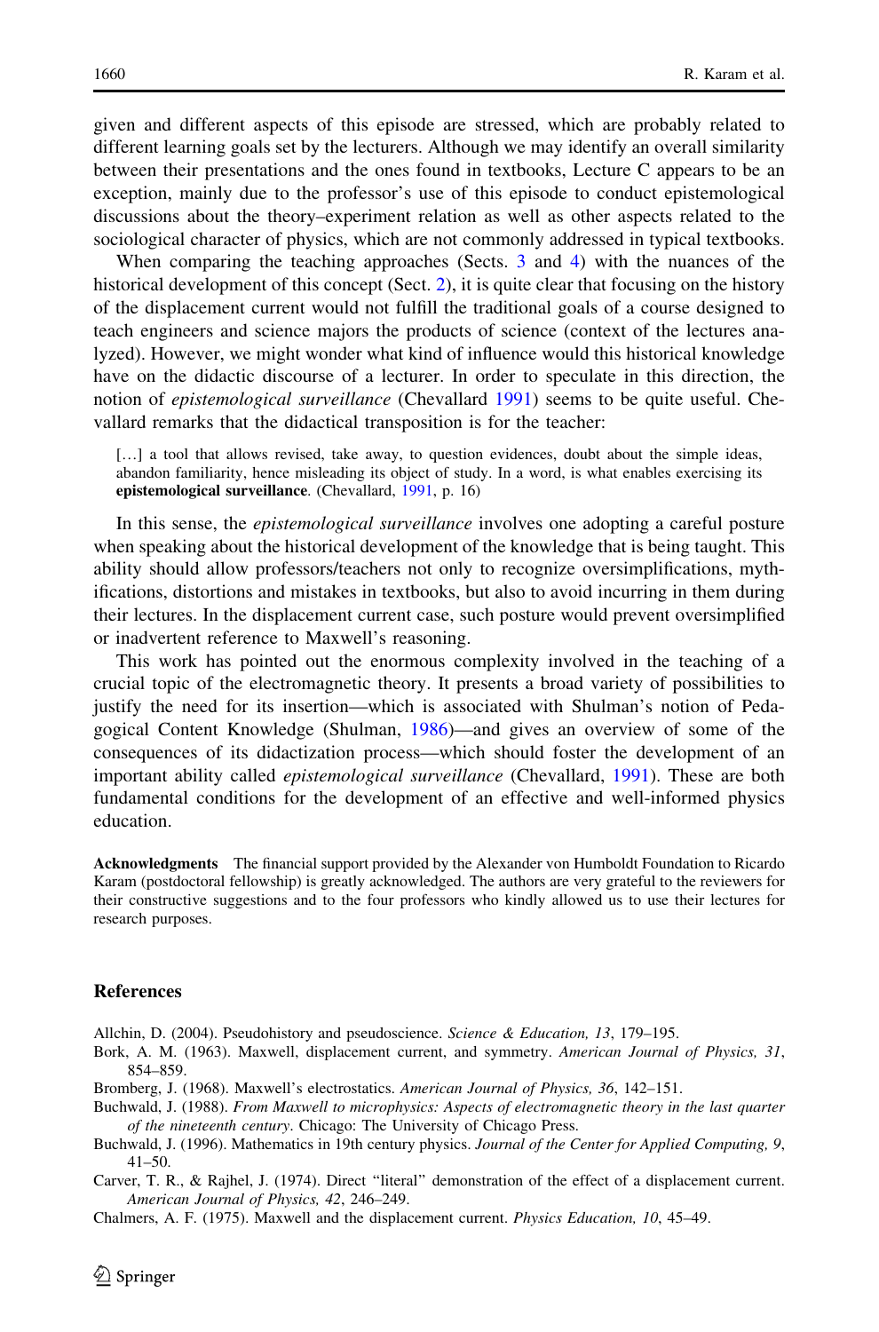given and different aspects of this episode are stressed, which are probably related to different learning goals set by the lecturers. Although we may identify an overall similarity between their presentations and the ones found in textbooks, Lecture C appears to be an exception, mainly due to the professor's use of this episode to conduct epistemological discussions about the theory–experiment relation as well as other aspects related to the sociological character of physics, which are not commonly addressed in typical textbooks.

When comparing the teaching approaches (Sects. 3 and 4) with the nuances of the historical development of this concept (Sect. 2), it is quite clear that focusing on the history of the displacement current would not fulfill the traditional goals of a course designed to teach engineers and science majors the products of science (context of the lectures analyzed). However, we might wonder what kind of influence would this historical knowledge have on the didactic discourse of a lecturer. In order to speculate in this direction, the notion of *epistemological surveillance* (Chevallard 1991) seems to be quite useful. Chevallard remarks that the didactical transposition is for the teacher:

> […] a tool that allows revised, take away, to question evidences, doubt about the simple ideas, abandon familiarity, hence misleading its object of study. In a word, is what enables exercising its **epistemological surveillance**. (Chevallard, 1991, p. 16)

In this sense, the *epistemological surveillance* involves one adopting a careful posture when speaking about the historical development of the knowledge that is being taught. This ability should allow professors/teachers not only to recognize oversimplifications, mythifications, distortions and mistakes in textbooks, but also to avoid incurring in them during their lectures. In the displacement current case, such posture would prevent oversimplified or inadvertent reference to Maxwell's reasoning.

This work has pointed out the enormous complexity involved in the teaching of a crucial topic of the electromagnetic theory. It presents a broad variety of possibilities to justify the need for its insertion—which is associated with Shulman's notion of Pedagogical Content Knowledge (Shulman, 1986)—and gives an overview of some of the consequences of its didactization process—which should foster the development of an important ability called *epistemological surveillance* (Chevallard, 1991). These are both fundamental conditions for the development of an effective and well-informed physics education.

**Acknowledgments** The financial support provided by the Alexander von Humboldt Foundation to Ricardo Karam (postdoctoral fellowship) is greatly acknowledged. The authors are very grateful to the reviewers for their constructive suggestions and to the four professors who kindly allowed us to use their lectures for research purposes.

## References

Allchin, D. (2004). Pseudohistory and pseudoscience. *Science & Education, 13*, 179–195.

Bork, A. M. (1963). Maxwell, displacement current, and symmetry. *American Journal of Physics, 31*, 854–859.

Bromberg, J. (1968). Maxwell's electrostatics. *American Journal of Physics, 36*, 142–151.

Buchwald, J. (1988). *From Maxwell to microphysics: Aspects of electromagnetic theory in the last quarter of the nineteenth century*. Chicago: The University of Chicago Press.

Buchwald, J. (1996). Mathematics in 19th century physics. *Journal of the Center for Applied Computing, 9*, 41–50.

Carver, T. R., & Rajhel, J. (1974). Direct "literal" demonstration of the effect of a displacement current. *American Journal of Physics, 42*, 246–249.

Chalmers, A. F. (1975). Maxwell and the displacement current. *Physics Education, 10*, 45–49.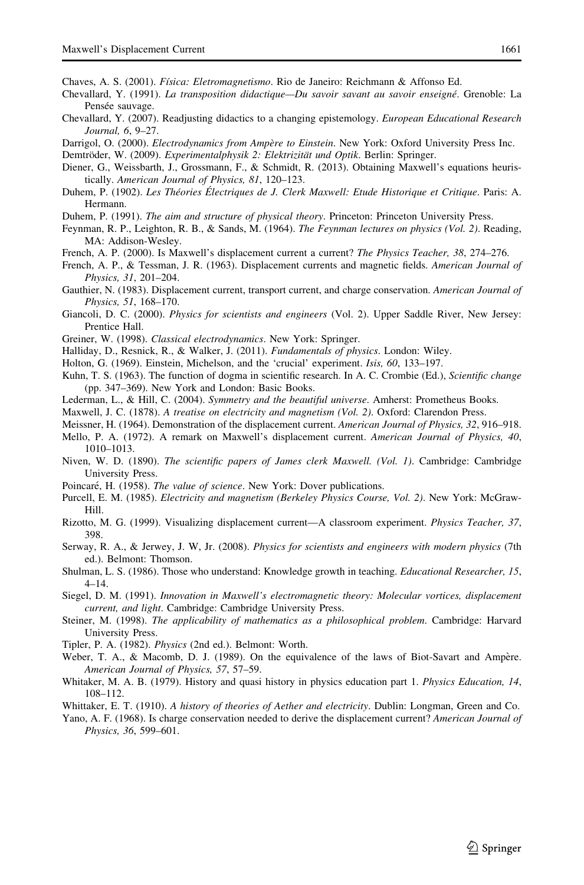Chaves, A. S. (2001). *Física: Eletromagnetismo*. Rio de Janeiro: Reichmann & Affonso Ed.

Chevallard, Y. (1991). *La transposition didactique—Du savoir savant au savoir enseigné*. Grenoble: La Pensée sauvage.

Chevallard, Y. (2007). Readjusting didactics to a changing epistemology. *European Educational Research Journal, 6*, 9–27.

Darrigol, O. (2000). *Electrodynamics from Ampère to Einstein*. New York: Oxford University Press Inc.

Demtröder, W. (2009). *Experimentalphysik 2: Elektrizität und Optik*. Berlin: Springer.

Diener, G., Weissbarth, J., Grossmann, F., & Schmidt, R. (2013). Obtaining Maxwell's equations heuristically. *American Journal of Physics, 81*, 120–123.

Duhem, P. (1902). *Les Théories Électriques de J. Clerk Maxwell: Etude Historique et Critique*. Paris: A. Hermann.

Duhem, P. (1991). *The aim and structure of physical theory*. Princeton: Princeton University Press.

Feynman, R. P., Leighton, R. B., & Sands, M. (1964). *The Feynman lectures on physics (Vol. 2)*. Reading, MA: Addison-Wesley.

French, A. P. (2000). Is Maxwell's displacement current a current? *The Physics Teacher, 38*, 274–276.

French, A. P., & Tessman, J. R. (1963). Displacement currents and magnetic fields. *American Journal of Physics, 31*, 201–204.

Gauthier, N. (1983). Displacement current, transport current, and charge conservation. *American Journal of Physics, 51*, 168–170.

Giancoli, D. C. (2000). *Physics for scientists and engineers* (Vol. 2). Upper Saddle River, New Jersey: Prentice Hall.

Greiner, W. (1998). *Classical electrodynamics*. New York: Springer.

Halliday, D., Resnick, R., & Walker, J. (2011). *Fundamentals of physics*. London: Wiley.

Holton, G. (1969). Einstein, Michelson, and the 'crucial' experiment. *Isis, 60*, 133–197.

Kuhn, T. S. (1963). The function of dogma in scientific research. In A. C. Crombie (Ed.), *Scientific change* (pp. 347–369). New York and London: Basic Books.

Lederman, L., & Hill, C. (2004). *Symmetry and the beautiful universe*. Amherst: Prometheus Books.

Maxwell, J. C. (1878). *A treatise on electricity and magnetism (Vol. 2)*. Oxford: Clarendon Press.

Meissner, H. (1964). Demonstration of the displacement current. *American Journal of Physics, 32*, 916–918.

Mello, P. A. (1972). A remark on Maxwell's displacement current. *American Journal of Physics, 40*, 1010–1013.

Niven, W. D. (1890). *The scientific papers of James clerk Maxwell. (Vol. 1)*. Cambridge: Cambridge University Press.

Poincaré, H. (1958). *The value of science*. New York: Dover publications.

Purcell, E. M. (1985). *Electricity and magnetism (Berkeley Physics Course, Vol. 2)*. New York: McGraw-Hill.

Rizotto, M. G. (1999). Visualizing displacement current—A classroom experiment. *Physics Teacher, 37*, 398.

Serway, R. A., & Jerwey, J. W, Jr. (2008). *Physics for scientists and engineers with modern physics* (7th ed.). Belmont: Thomson.

Shulman, L. S. (1986). Those who understand: Knowledge growth in teaching. *Educational Researcher, 15*, 4–14.

Siegel, D. M. (1991). *Innovation in Maxwell's electromagnetic theory: Molecular vortices, displacement current, and light*. Cambridge: Cambridge University Press.

Steiner, M. (1998). *The applicability of mathematics as a philosophical problem*. Cambridge: Harvard University Press.

Tipler, P. A. (1982). *Physics* (2nd ed.). Belmont: Worth.

Weber, T. A., & Macomb, D. J. (1989). On the equivalence of the laws of Biot-Savart and Ampère. *American Journal of Physics, 57*, 57–59.

Whitaker, M. A. B. (1979). History and quasi history in physics education part 1. *Physics Education, 14*, 108–112.

Whittaker, E. T. (1910). *A history of theories of Aether and electricity*. Dublin: Longman, Green and Co.

Yano, A. F. (1968). Is charge conservation needed to derive the displacement current? *American Journal of Physics, 36*, 599–601.